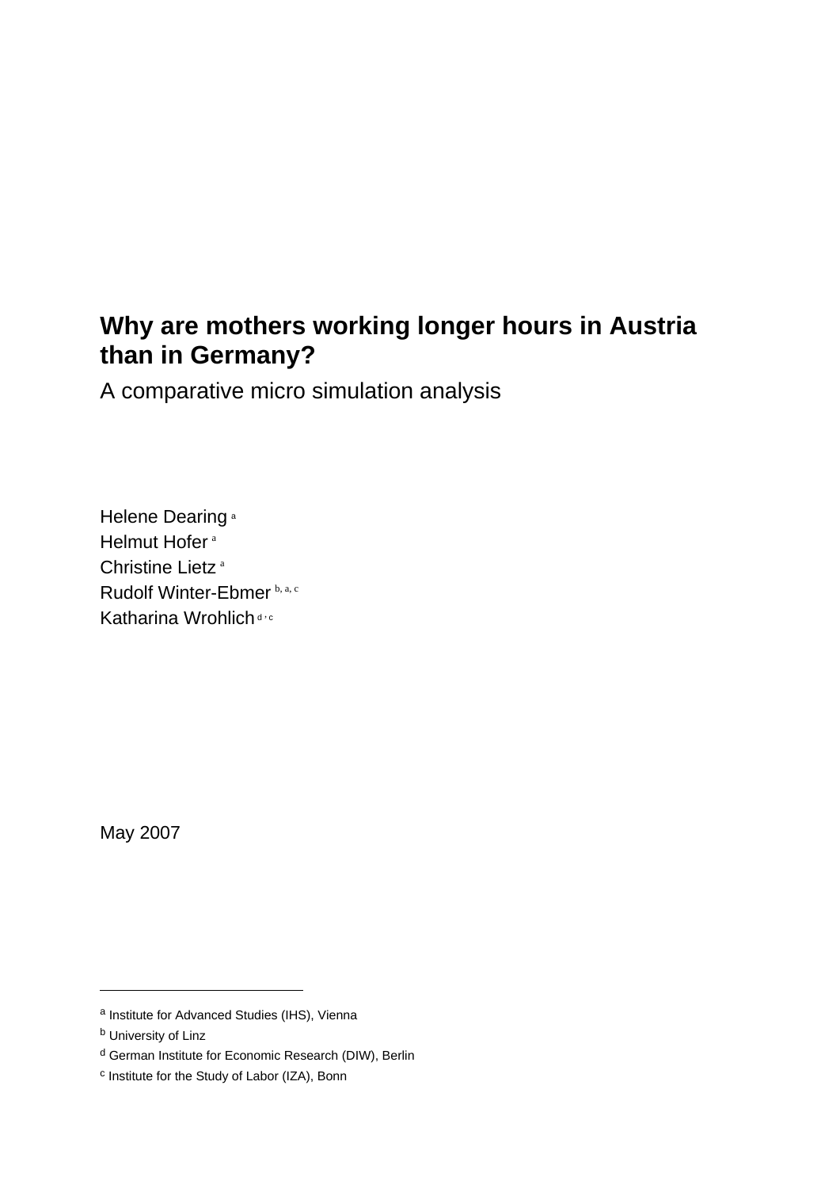# Why are mothers working longer hours in Austria than in Germany?

A comparative micro simulation analysis

Helene Dearing [a]
Helmut Hofer [a]
Christine Lietz [a]
Rudolf Winter-Ebmer [b, a, c]
Katharina Wrohlich [d, c]

May 2007

---

[a] Institute for Advanced Studies (IHS), Vienna

[b] University of Linz

[d] German Institute for Economic Research (DIW), Berlin

[c] Institute for the Study of Labor (IZA), Bonn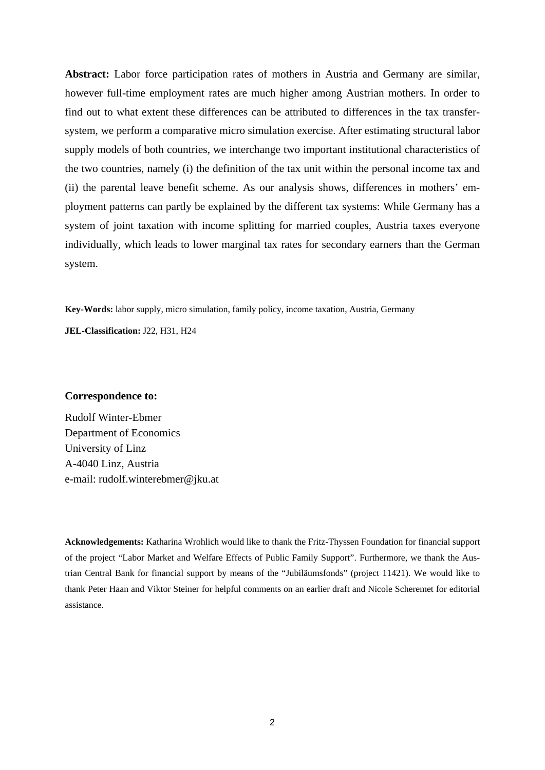**Abstract:** Labor force participation rates of mothers in Austria and Germany are similar, however full-time employment rates are much higher among Austrian mothers. In order to find out to what extent these differences can be attributed to differences in the tax transfer-system, we perform a comparative micro simulation exercise. After estimating structural labor supply models of both countries, we interchange two important institutional characteristics of the two countries, namely (i) the definition of the tax unit within the personal income tax and (ii) the parental leave benefit scheme. As our analysis shows, differences in mothers' employment patterns can partly be explained by the different tax systems: While Germany has a system of joint taxation with income splitting for married couples, Austria taxes everyone individually, which leads to lower marginal tax rates for secondary earners than the German system.

**Key-Words:** labor supply, micro simulation, family policy, income taxation, Austria, Germany

**JEL-Classification:** J22, H31, H24

**Correspondence to:**

Rudolf Winter-Ebmer
Department of Economics
University of Linz
A-4040 Linz, Austria
e-mail: rudolf.winterebmer@jku.at

**Acknowledgements:** Katharina Wrohlich would like to thank the Fritz-Thyssen Foundation for financial support of the project "Labor Market and Welfare Effects of Public Family Support". Furthermore, we thank the Austrian Central Bank for financial support by means of the "Jubiläumsfonds" (project 11421). We would like to thank Peter Haan and Viktor Steiner for helpful comments on an earlier draft and Nicole Scheremet for editorial assistance.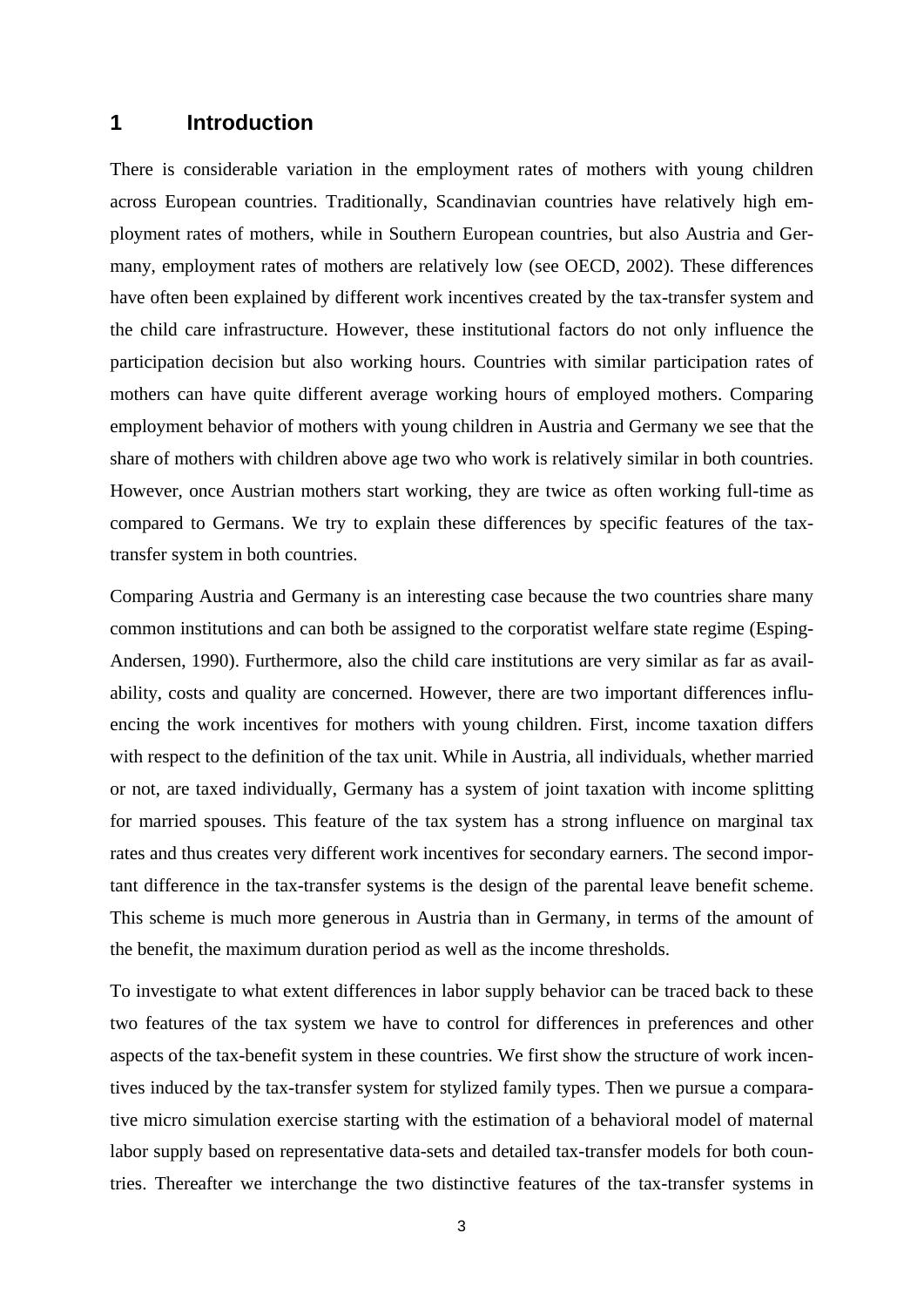# 1 Introduction

There is considerable variation in the employment rates of mothers with young children across European countries. Traditionally, Scandinavian countries have relatively high employment rates of mothers, while in Southern European countries, but also Austria and Germany, employment rates of mothers are relatively low (see OECD, 2002). These differences have often been explained by different work incentives created by the tax-transfer system and the child care infrastructure. However, these institutional factors do not only influence the participation decision but also working hours. Countries with similar participation rates of mothers can have quite different average working hours of employed mothers. Comparing employment behavior of mothers with young children in Austria and Germany we see that the share of mothers with children above age two who work is relatively similar in both countries. However, once Austrian mothers start working, they are twice as often working full-time as compared to Germans. We try to explain these differences by specific features of the tax-transfer system in both countries.

Comparing Austria and Germany is an interesting case because the two countries share many common institutions and can both be assigned to the corporatist welfare state regime (Esping-Andersen, 1990). Furthermore, also the child care institutions are very similar as far as availability, costs and quality are concerned. However, there are two important differences influencing the work incentives for mothers with young children. First, income taxation differs with respect to the definition of the tax unit. While in Austria, all individuals, whether married or not, are taxed individually, Germany has a system of joint taxation with income splitting for married spouses. This feature of the tax system has a strong influence on marginal tax rates and thus creates very different work incentives for secondary earners. The second important difference in the tax-transfer systems is the design of the parental leave benefit scheme. This scheme is much more generous in Austria than in Germany, in terms of the amount of the benefit, the maximum duration period as well as the income thresholds.

To investigate to what extent differences in labor supply behavior can be traced back to these two features of the tax system we have to control for differences in preferences and other aspects of the tax-benefit system in these countries. We first show the structure of work incentives induced by the tax-transfer system for stylized family types. Then we pursue a comparative micro simulation exercise starting with the estimation of a behavioral model of maternal labor supply based on representative data-sets and detailed tax-transfer models for both countries. Thereafter we interchange the two distinctive features of the tax-transfer systems in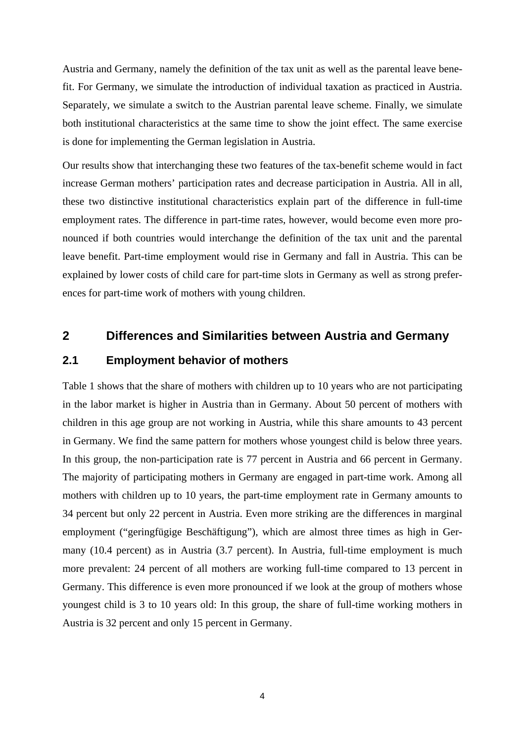Austria and Germany, namely the definition of the tax unit as well as the parental leave benefit. For Germany, we simulate the introduction of individual taxation as practiced in Austria. Separately, we simulate a switch to the Austrian parental leave scheme. Finally, we simulate both institutional characteristics at the same time to show the joint effect. The same exercise is done for implementing the German legislation in Austria.

Our results show that interchanging these two features of the tax-benefit scheme would in fact increase German mothers' participation rates and decrease participation in Austria. All in all, these two distinctive institutional characteristics explain part of the difference in full-time employment rates. The difference in part-time rates, however, would become even more pronounced if both countries would interchange the definition of the tax unit and the parental leave benefit. Part-time employment would rise in Germany and fall in Austria. This can be explained by lower costs of child care for part-time slots in Germany as well as strong preferences for part-time work of mothers with young children.

## 2 Differences and Similarities between Austria and Germany

### 2.1 Employment behavior of mothers

Table 1 shows that the share of mothers with children up to 10 years who are not participating in the labor market is higher in Austria than in Germany. About 50 percent of mothers with children in this age group are not working in Austria, while this share amounts to 43 percent in Germany. We find the same pattern for mothers whose youngest child is below three years. In this group, the non-participation rate is 77 percent in Austria and 66 percent in Germany. The majority of participating mothers in Germany are engaged in part-time work. Among all mothers with children up to 10 years, the part-time employment rate in Germany amounts to 34 percent but only 22 percent in Austria. Even more striking are the differences in marginal employment ("geringfügige Beschäftigung"), which are almost three times as high in Germany (10.4 percent) as in Austria (3.7 percent). In Austria, full-time employment is much more prevalent: 24 percent of all mothers are working full-time compared to 13 percent in Germany. This difference is even more pronounced if we look at the group of mothers whose youngest child is 3 to 10 years old: In this group, the share of full-time working mothers in Austria is 32 percent and only 15 percent in Germany.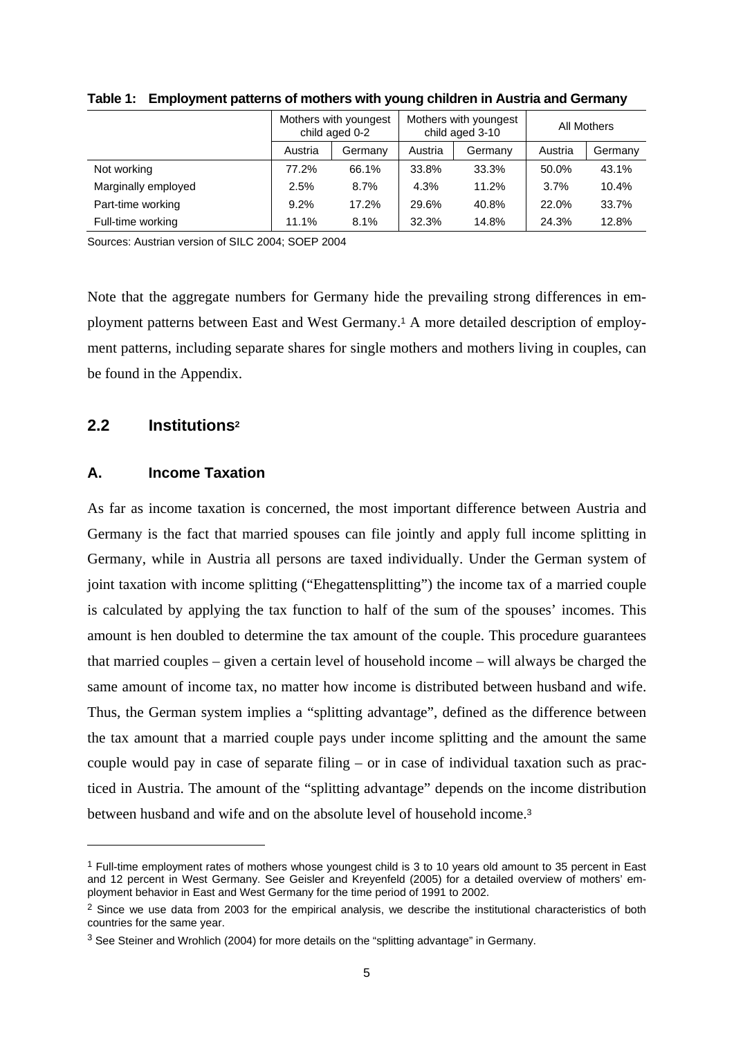**Table 1: Employment patterns of mothers with young children in Austria and Germany**

| | Mothers with youngest child aged 0-2 | | Mothers with youngest child aged 3-10 | | All Mothers | |
|---|---|---|---|---|---|---|
| | Austria | Germany | Austria | Germany | Austria | Germany |
| Not working | 77.2% | 66.1% | 33.8% | 33.3% | 50.0% | 43.1% |
| Marginally employed | 2.5% | 8.7% | 4.3% | 11.2% | 3.7% | 10.4% |
| Part-time working | 9.2% | 17.2% | 29.6% | 40.8% | 22.0% | 33.7% |
| Full-time working | 11.1% | 8.1% | 32.3% | 14.8% | 24.3% | 12.8% |

Sources: Austrian version of SILC 2004; SOEP 2004

Note that the aggregate numbers for Germany hide the prevailing strong differences in employment patterns between East and West Germany.[1] A more detailed description of employment patterns, including separate shares for single mothers and mothers living in couples, can be found in the Appendix.

## 2.2 Institutions[2]

### A. Income Taxation

As far as income taxation is concerned, the most important difference between Austria and Germany is the fact that married spouses can file jointly and apply full income splitting in Germany, while in Austria all persons are taxed individually. Under the German system of joint taxation with income splitting ("Ehegattensplitting") the income tax of a married couple is calculated by applying the tax function to half of the sum of the spouses' incomes. This amount is hen doubled to determine the tax amount of the couple. This procedure guarantees that married couples – given a certain level of household income – will always be charged the same amount of income tax, no matter how income is distributed between husband and wife. Thus, the German system implies a "splitting advantage", defined as the difference between the tax amount that a married couple pays under income splitting and the amount the same couple would pay in case of separate filing – or in case of individual taxation such as practiced in Austria. The amount of the "splitting advantage" depends on the income distribution between husband and wife and on the absolute level of household income.[3]

[1] Full-time employment rates of mothers whose youngest child is 3 to 10 years old amount to 35 percent in East and 12 percent in West Germany. See Geisler and Kreyenfeld (2005) for a detailed overview of mothers' employment behavior in East and West Germany for the time period of 1991 to 2002.

[2] Since we use data from 2003 for the empirical analysis, we describe the institutional characteristics of both countries for the same year.

[3] See Steiner and Wrohlich (2004) for more details on the "splitting advantage" in Germany.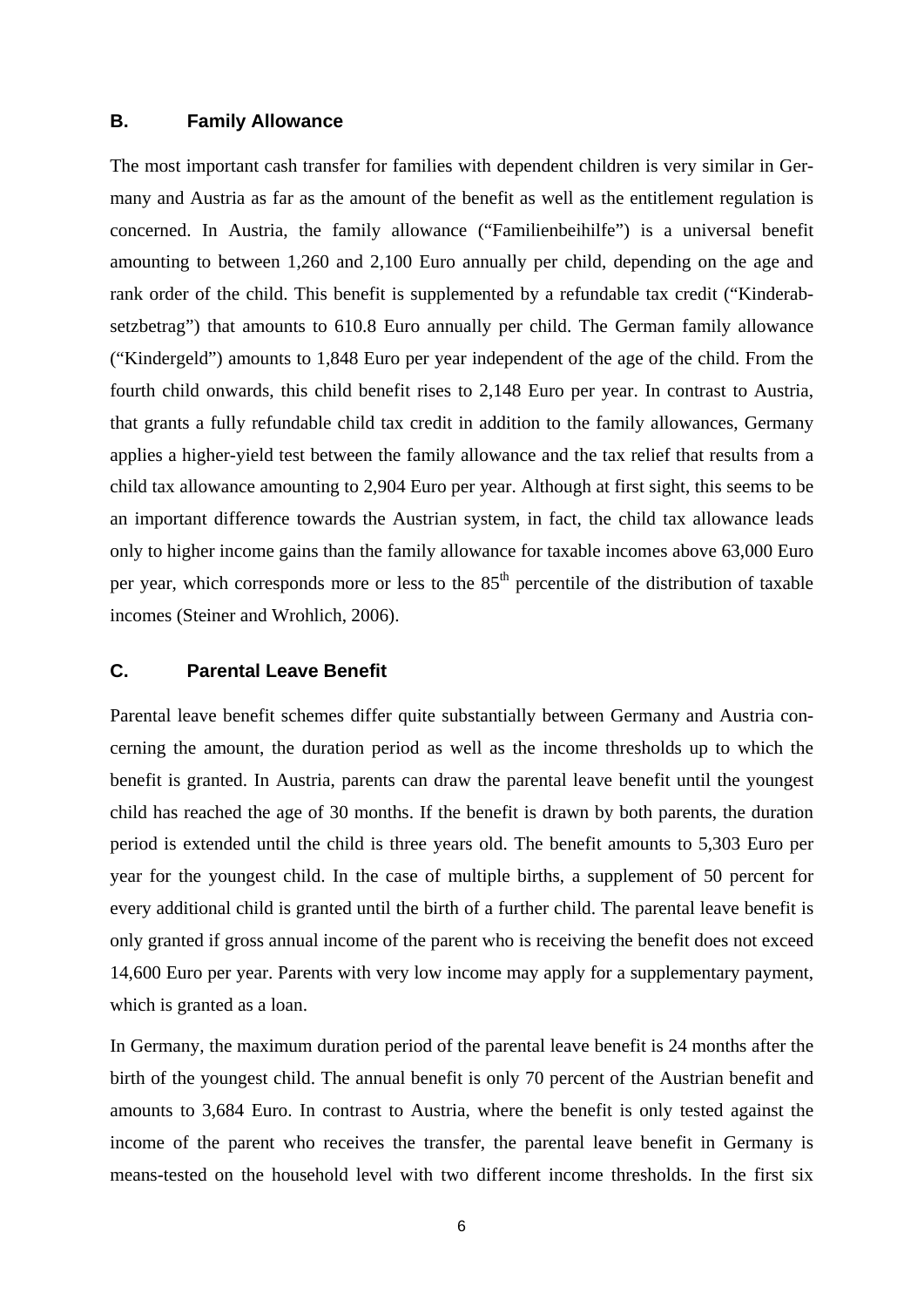## B. Family Allowance

The most important cash transfer for families with dependent children is very similar in Germany and Austria as far as the amount of the benefit as well as the entitlement regulation is concerned. In Austria, the family allowance ("Familienbeihilfe") is a universal benefit amounting to between 1,260 and 2,100 Euro annually per child, depending on the age and rank order of the child. This benefit is supplemented by a refundable tax credit ("Kinderabsetzbetrag") that amounts to 610.8 Euro annually per child. The German family allowance ("Kindergeld") amounts to 1,848 Euro per year independent of the age of the child. From the fourth child onwards, this child benefit rises to 2,148 Euro per year. In contrast to Austria, that grants a fully refundable child tax credit in addition to the family allowances, Germany applies a higher-yield test between the family allowance and the tax relief that results from a child tax allowance amounting to 2,904 Euro per year. Although at first sight, this seems to be an important difference towards the Austrian system, in fact, the child tax allowance leads only to higher income gains than the family allowance for taxable incomes above 63,000 Euro per year, which corresponds more or less to the 85th percentile of the distribution of taxable incomes (Steiner and Wrohlich, 2006).

## C. Parental Leave Benefit

Parental leave benefit schemes differ quite substantially between Germany and Austria concerning the amount, the duration period as well as the income thresholds up to which the benefit is granted. In Austria, parents can draw the parental leave benefit until the youngest child has reached the age of 30 months. If the benefit is drawn by both parents, the duration period is extended until the child is three years old. The benefit amounts to 5,303 Euro per year for the youngest child. In the case of multiple births, a supplement of 50 percent for every additional child is granted until the birth of a further child. The parental leave benefit is only granted if gross annual income of the parent who is receiving the benefit does not exceed 14,600 Euro per year. Parents with very low income may apply for a supplementary payment, which is granted as a loan.

In Germany, the maximum duration period of the parental leave benefit is 24 months after the birth of the youngest child. The annual benefit is only 70 percent of the Austrian benefit and amounts to 3,684 Euro. In contrast to Austria, where the benefit is only tested against the income of the parent who receives the transfer, the parental leave benefit in Germany is means-tested on the household level with two different income thresholds. In the first six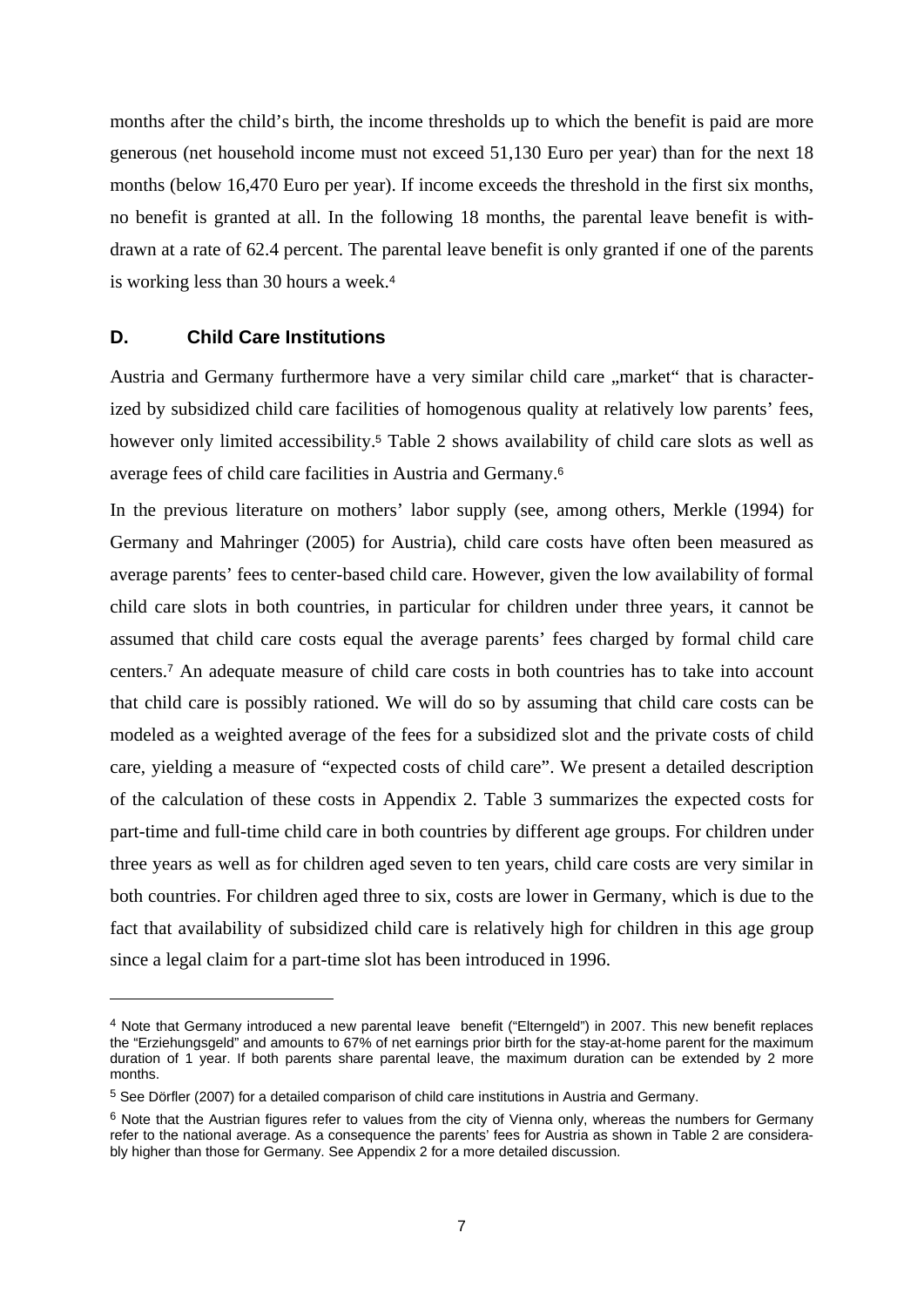months after the child's birth, the income thresholds up to which the benefit is paid are more generous (net household income must not exceed 51,130 Euro per year) than for the next 18 months (below 16,470 Euro per year). If income exceeds the threshold in the first six months, no benefit is granted at all. In the following 18 months, the parental leave benefit is withdrawn at a rate of 62.4 percent. The parental leave benefit is only granted if one of the parents is working less than 30 hours a week.[4]

## D. Child Care Institutions

Austria and Germany furthermore have a very similar child care „market" that is characterized by subsidized child care facilities of homogenous quality at relatively low parents' fees, however only limited accessibility.[5] Table 2 shows availability of child care slots as well as average fees of child care facilities in Austria and Germany.[6]

In the previous literature on mothers' labor supply (see, among others, Merkle (1994) for Germany and Mahringer (2005) for Austria), child care costs have often been measured as average parents' fees to center-based child care. However, given the low availability of formal child care slots in both countries, in particular for children under three years, it cannot be assumed that child care costs equal the average parents' fees charged by formal child care centers.[7] An adequate measure of child care costs in both countries has to take into account that child care is possibly rationed. We will do so by assuming that child care costs can be modeled as a weighted average of the fees for a subsidized slot and the private costs of child care, yielding a measure of "expected costs of child care". We present a detailed description of the calculation of these costs in Appendix 2. Table 3 summarizes the expected costs for part-time and full-time child care in both countries by different age groups. For children under three years as well as for children aged seven to ten years, child care costs are very similar in both countries. For children aged three to six, costs are lower in Germany, which is due to the fact that availability of subsidized child care is relatively high for children in this age group since a legal claim for a part-time slot has been introduced in 1996.

---

[4] Note that Germany introduced a new parental leave benefit ("Elterngeld") in 2007. This new benefit replaces the "Erziehungsgeld" and amounts to 67% of net earnings prior birth for the stay-at-home parent for the maximum duration of 1 year. If both parents share parental leave, the maximum duration can be extended by 2 more months.

[5] See Dörfler (2007) for a detailed comparison of child care institutions in Austria and Germany.

[6] Note that the Austrian figures refer to values from the city of Vienna only, whereas the numbers for Germany refer to the national average. As a consequence the parents' fees for Austria as shown in Table 2 are considerably higher than those for Germany. See Appendix 2 for a more detailed discussion.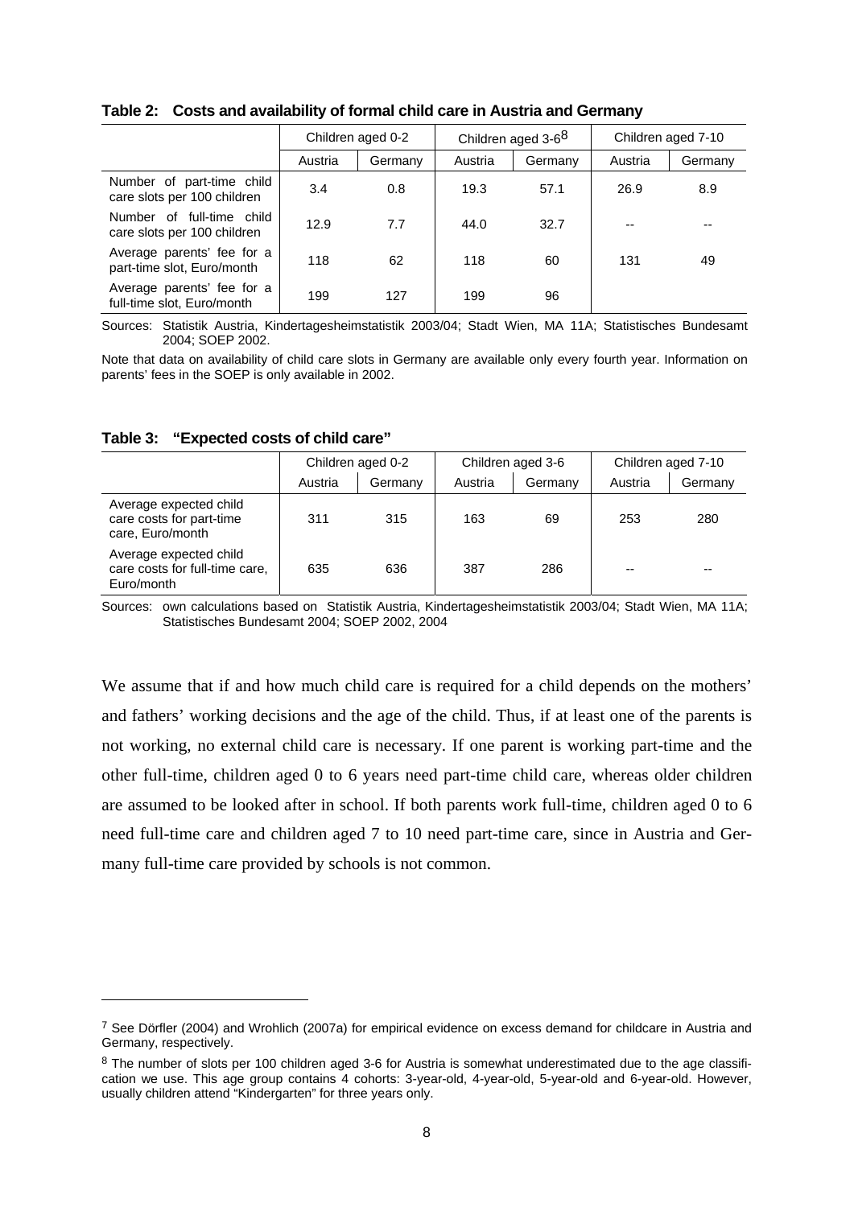**Table 2: Costs and availability of formal child care in Austria and Germany**

| | Children aged 0-2 | | Children aged 3-6[8] | | Children aged 7-10 | |
|---|---|---|---|---|---|---|
| | Austria | Germany | Austria | Germany | Austria | Germany |
| Number of part-time child care slots per 100 children | 3.4 | 0.8 | 19.3 | 57.1 | 26.9 | 8.9 |
| Number of full-time child care slots per 100 children | 12.9 | 7.7 | 44.0 | 32.7 | -- | -- |
| Average parents' fee for a part-time slot, Euro/month | 118 | 62 | 118 | 60 | 131 | 49 |
| Average parents' fee for a full-time slot, Euro/month | 199 | 127 | 199 | 96 | | |

Sources: Statistik Austria, Kindertagesheimstatistik 2003/04; Stadt Wien, MA 11A; Statistisches Bundesamt 2004; SOEP 2002.

Note that data on availability of child care slots in Germany are available only every fourth year. Information on parents' fees in the SOEP is only available in 2002.

**Table 3: "Expected costs of child care"**

| | Children aged 0-2 | | Children aged 3-6 | | Children aged 7-10 | |
|---|---|---|---|---|---|---|
| | Austria | Germany | Austria | Germany | Austria | Germany |
| Average expected child care costs for part-time care, Euro/month | 311 | 315 | 163 | 69 | 253 | 280 |
| Average expected child care costs for full-time care, Euro/month | 635 | 636 | 387 | 286 | -- | -- |

Sources: own calculations based on Statistik Austria, Kindertagesheimstatistik 2003/04; Stadt Wien, MA 11A; Statistisches Bundesamt 2004; SOEP 2002, 2004

We assume that if and how much child care is required for a child depends on the mothers' and fathers' working decisions and the age of the child. Thus, if at least one of the parents is not working, no external child care is necessary. If one parent is working part-time and the other full-time, children aged 0 to 6 years need part-time child care, whereas older children are assumed to be looked after in school. If both parents work full-time, children aged 0 to 6 need full-time care and children aged 7 to 10 need part-time care, since in Austria and Germany full-time care provided by schools is not common.

---

[7] See Dörfler (2004) and Wrohlich (2007a) for empirical evidence on excess demand for childcare in Austria and Germany, respectively.

[8] The number of slots per 100 children aged 3-6 for Austria is somewhat underestimated due to the age classification we use. This age group contains 4 cohorts: 3-year-old, 4-year-old, 5-year-old and 6-year-old. However, usually children attend "Kindergarten" for three years only.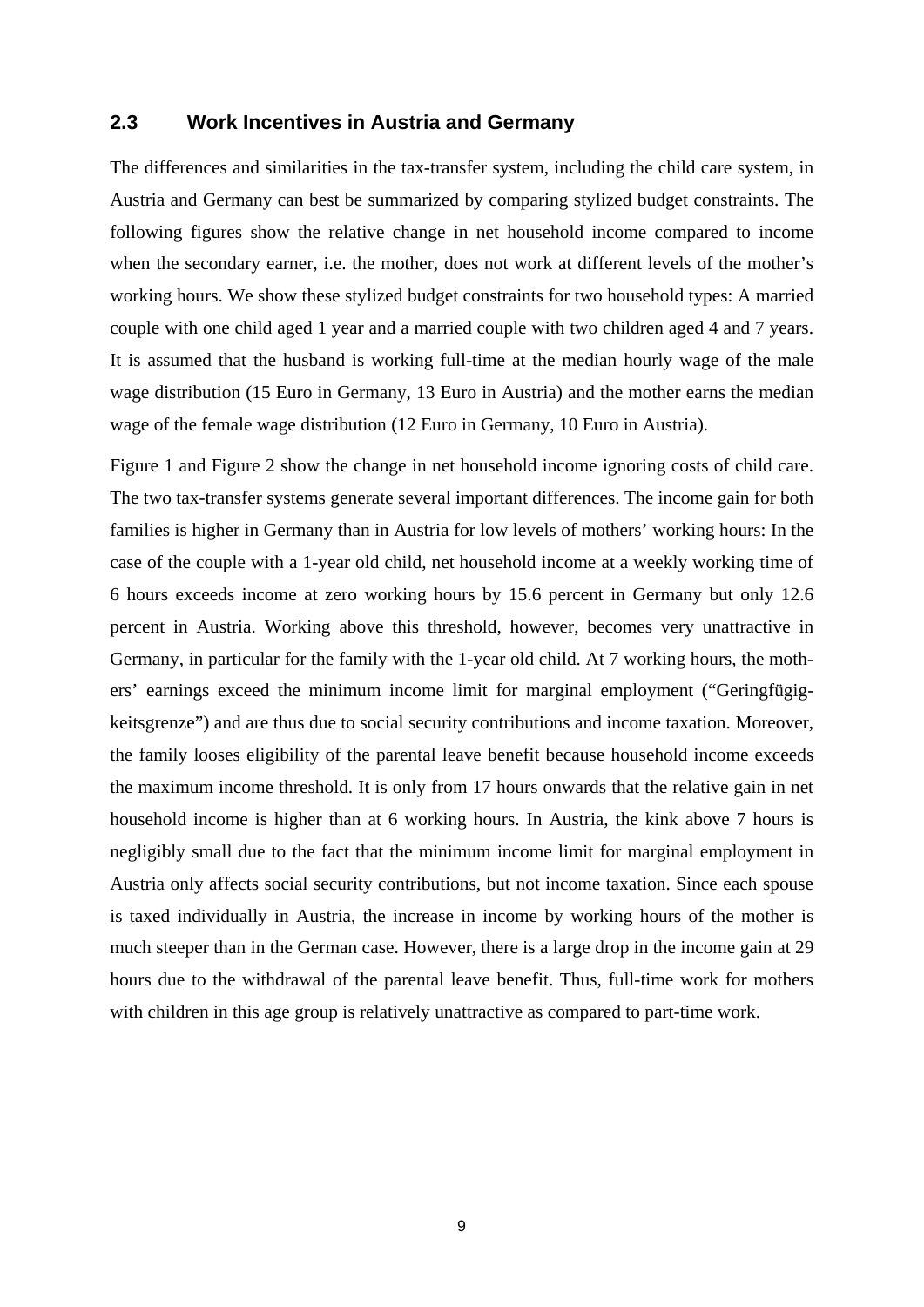## 2.3 Work Incentives in Austria and Germany

The differences and similarities in the tax-transfer system, including the child care system, in Austria and Germany can best be summarized by comparing stylized budget constraints. The following figures show the relative change in net household income compared to income when the secondary earner, i.e. the mother, does not work at different levels of the mother's working hours. We show these stylized budget constraints for two household types: A married couple with one child aged 1 year and a married couple with two children aged 4 and 7 years. It is assumed that the husband is working full-time at the median hourly wage of the male wage distribution (15 Euro in Germany, 13 Euro in Austria) and the mother earns the median wage of the female wage distribution (12 Euro in Germany, 10 Euro in Austria).

Figure 1 and Figure 2 show the change in net household income ignoring costs of child care. The two tax-transfer systems generate several important differences. The income gain for both families is higher in Germany than in Austria for low levels of mothers' working hours: In the case of the couple with a 1-year old child, net household income at a weekly working time of 6 hours exceeds income at zero working hours by 15.6 percent in Germany but only 12.6 percent in Austria. Working above this threshold, however, becomes very unattractive in Germany, in particular for the family with the 1-year old child. At 7 working hours, the mothers' earnings exceed the minimum income limit for marginal employment ("Geringfügigkeitsgrenze") and are thus due to social security contributions and income taxation. Moreover, the family looses eligibility of the parental leave benefit because household income exceeds the maximum income threshold. It is only from 17 hours onwards that the relative gain in net household income is higher than at 6 working hours. In Austria, the kink above 7 hours is negligibly small due to the fact that the minimum income limit for marginal employment in Austria only affects social security contributions, but not income taxation. Since each spouse is taxed individually in Austria, the increase in income by working hours of the mother is much steeper than in the German case. However, there is a large drop in the income gain at 29 hours due to the withdrawal of the parental leave benefit. Thus, full-time work for mothers with children in this age group is relatively unattractive as compared to part-time work.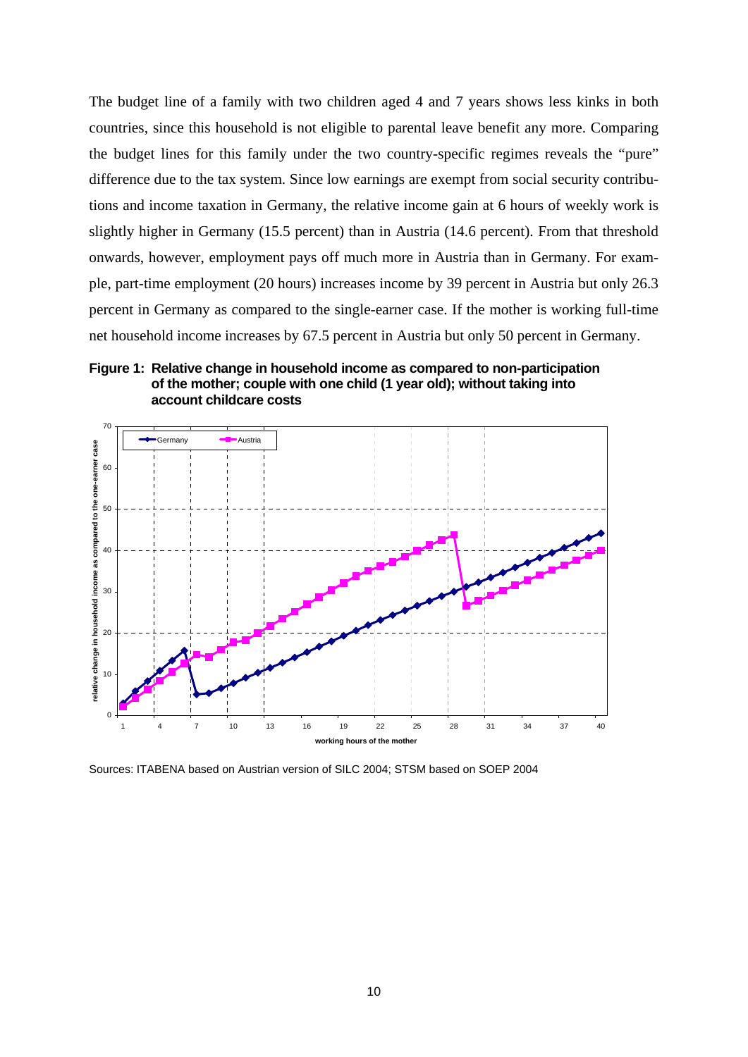The budget line of a family with two children aged 4 and 7 years shows less kinks in both countries, since this household is not eligible to parental leave benefit any more. Comparing the budget lines for this family under the two country-specific regimes reveals the "pure" difference due to the tax system. Since low earnings are exempt from social security contributions and income taxation in Germany, the relative income gain at 6 hours of weekly work is slightly higher in Germany (15.5 percent) than in Austria (14.6 percent). From that threshold onwards, however, employment pays off much more in Austria than in Germany. For example, part-time employment (20 hours) increases income by 39 percent in Austria but only 26.3 percent in Germany as compared to the single-earner case. If the mother is working full-time net household income increases by 67.5 percent in Austria but only 50 percent in Germany.

**Figure 1: Relative change in household income as compared to non-participation of the mother; couple with one child (1 year old); without taking into account childcare costs**

Sources: ITABENA based on Austrian version of SILC 2004; STSM based on SOEP 2004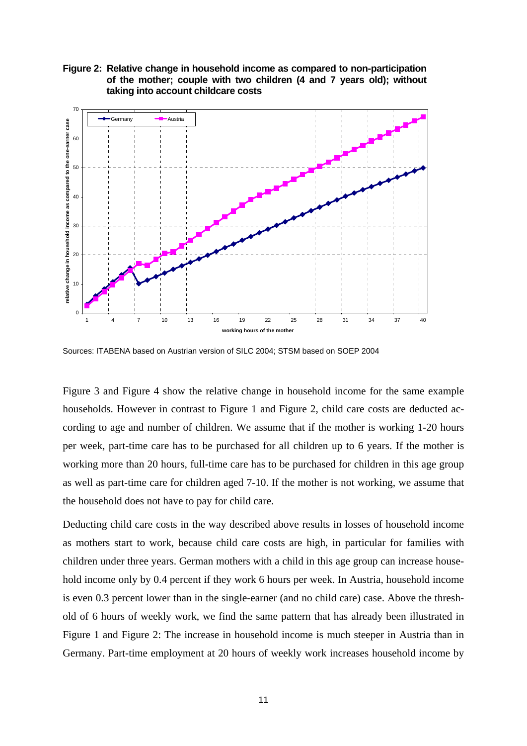**Figure 2: Relative change in household income as compared to non-participation of the mother; couple with two children (4 and 7 years old); without taking into account childcare costs**

Sources: ITABENA based on Austrian version of SILC 2004; STSM based on SOEP 2004

Figure 3 and Figure 4 show the relative change in household income for the same example households. However in contrast to Figure 1 and Figure 2, child care costs are deducted according to age and number of children. We assume that if the mother is working 1-20 hours per week, part-time care has to be purchased for all children up to 6 years. If the mother is working more than 20 hours, full-time care has to be purchased for children in this age group as well as part-time care for children aged 7-10. If the mother is not working, we assume that the household does not have to pay for child care.

Deducting child care costs in the way described above results in losses of household income as mothers start to work, because child care costs are high, in particular for families with children under three years. German mothers with a child in this age group can increase household income only by 0.4 percent if they work 6 hours per week. In Austria, household income is even 0.3 percent lower than in the single-earner (and no child care) case. Above the threshold of 6 hours of weekly work, we find the same pattern that has already been illustrated in Figure 1 and Figure 2: The increase in household income is much steeper in Austria than in Germany. Part-time employment at 20 hours of weekly work increases household income by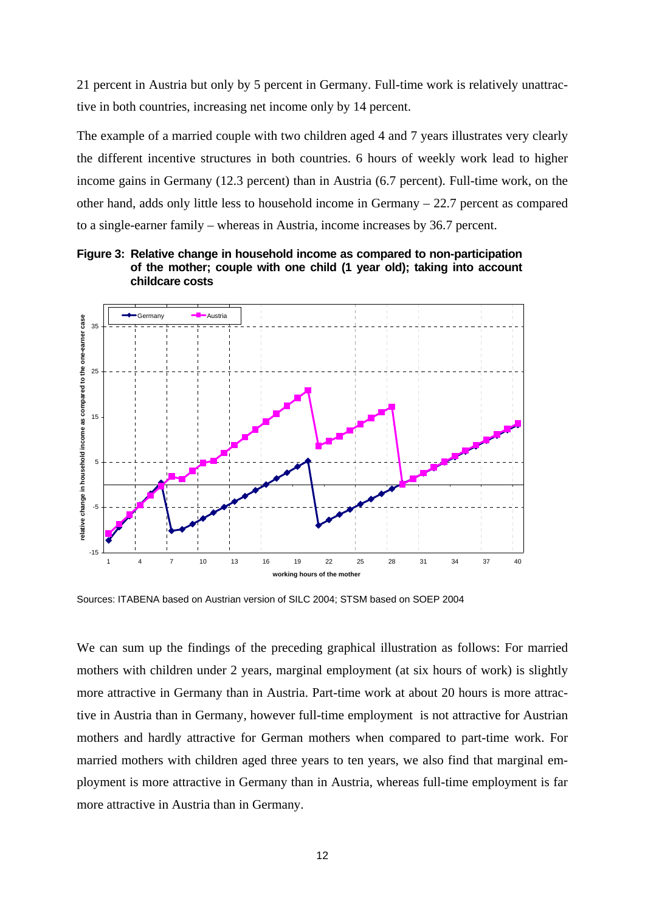21 percent in Austria but only by 5 percent in Germany. Full-time work is relatively unattractive in both countries, increasing net income only by 14 percent.

The example of a married couple with two children aged 4 and 7 years illustrates very clearly the different incentive structures in both countries. 6 hours of weekly work lead to higher income gains in Germany (12.3 percent) than in Austria (6.7 percent). Full-time work, on the other hand, adds only little less to household income in Germany – 22.7 percent as compared to a single-earner family – whereas in Austria, income increases by 36.7 percent.

**Figure 3: Relative change in household income as compared to non-participation of the mother; couple with one child (1 year old); taking into account childcare costs**

Sources: ITABENA based on Austrian version of SILC 2004; STSM based on SOEP 2004

We can sum up the findings of the preceding graphical illustration as follows: For married mothers with children under 2 years, marginal employment (at six hours of work) is slightly more attractive in Germany than in Austria. Part-time work at about 20 hours is more attractive in Austria than in Germany, however full-time employment is not attractive for Austrian mothers and hardly attractive for German mothers when compared to part-time work. For married mothers with children aged three years to ten years, we also find that marginal employment is more attractive in Germany than in Austria, whereas full-time employment is far more attractive in Austria than in Germany.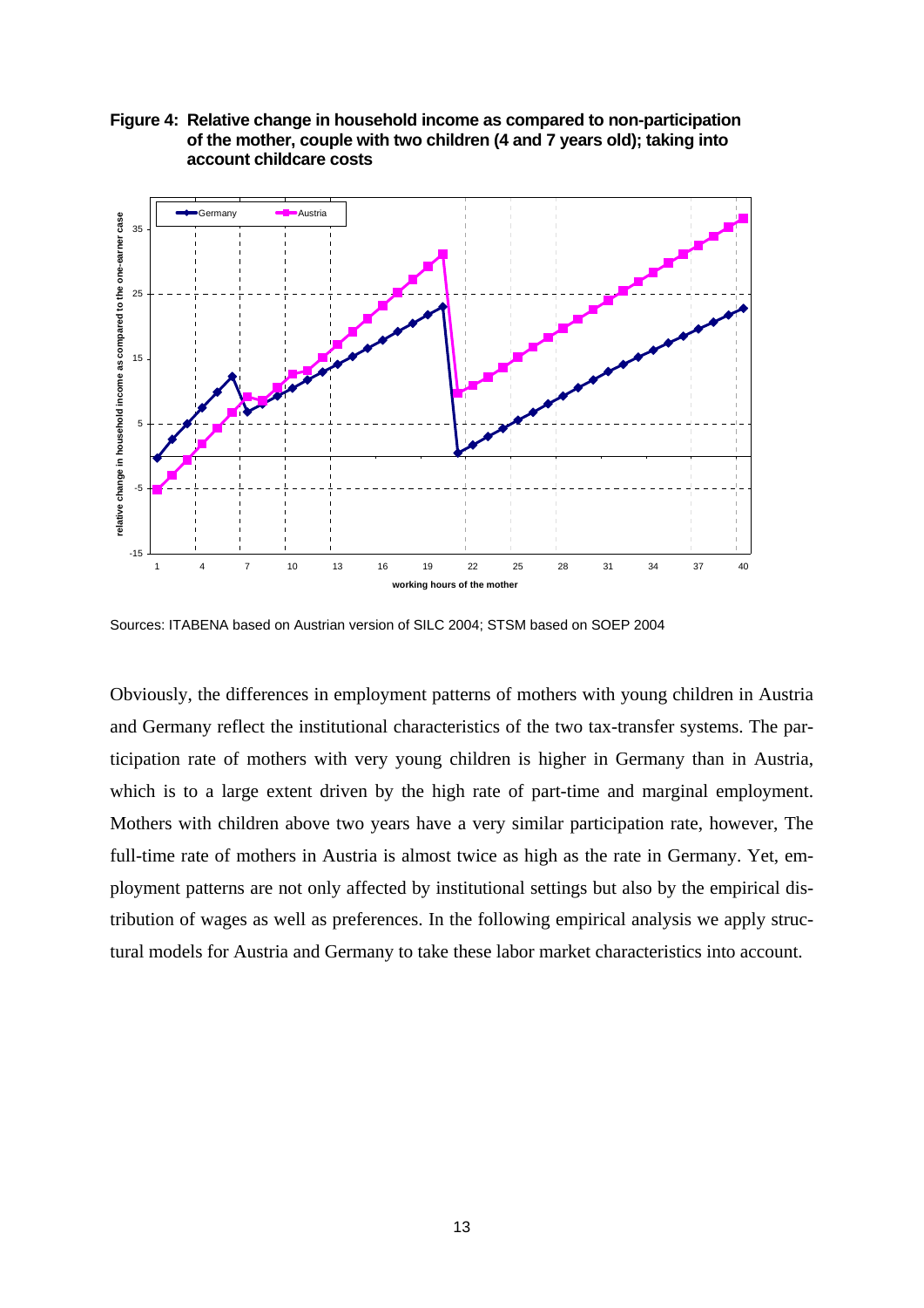**Figure 4: Relative change in household income as compared to non-participation of the mother, couple with two children (4 and 7 years old); taking into account childcare costs**

Sources: ITABENA based on Austrian version of SILC 2004; STSM based on SOEP 2004

Obviously, the differences in employment patterns of mothers with young children in Austria and Germany reflect the institutional characteristics of the two tax-transfer systems. The participation rate of mothers with very young children is higher in Germany than in Austria, which is to a large extent driven by the high rate of part-time and marginal employment. Mothers with children above two years have a very similar participation rate, however, The full-time rate of mothers in Austria is almost twice as high as the rate in Germany. Yet, employment patterns are not only affected by institutional settings but also by the empirical distribution of wages as well as preferences. In the following empirical analysis we apply structural models for Austria and Germany to take these labor market characteristics into account.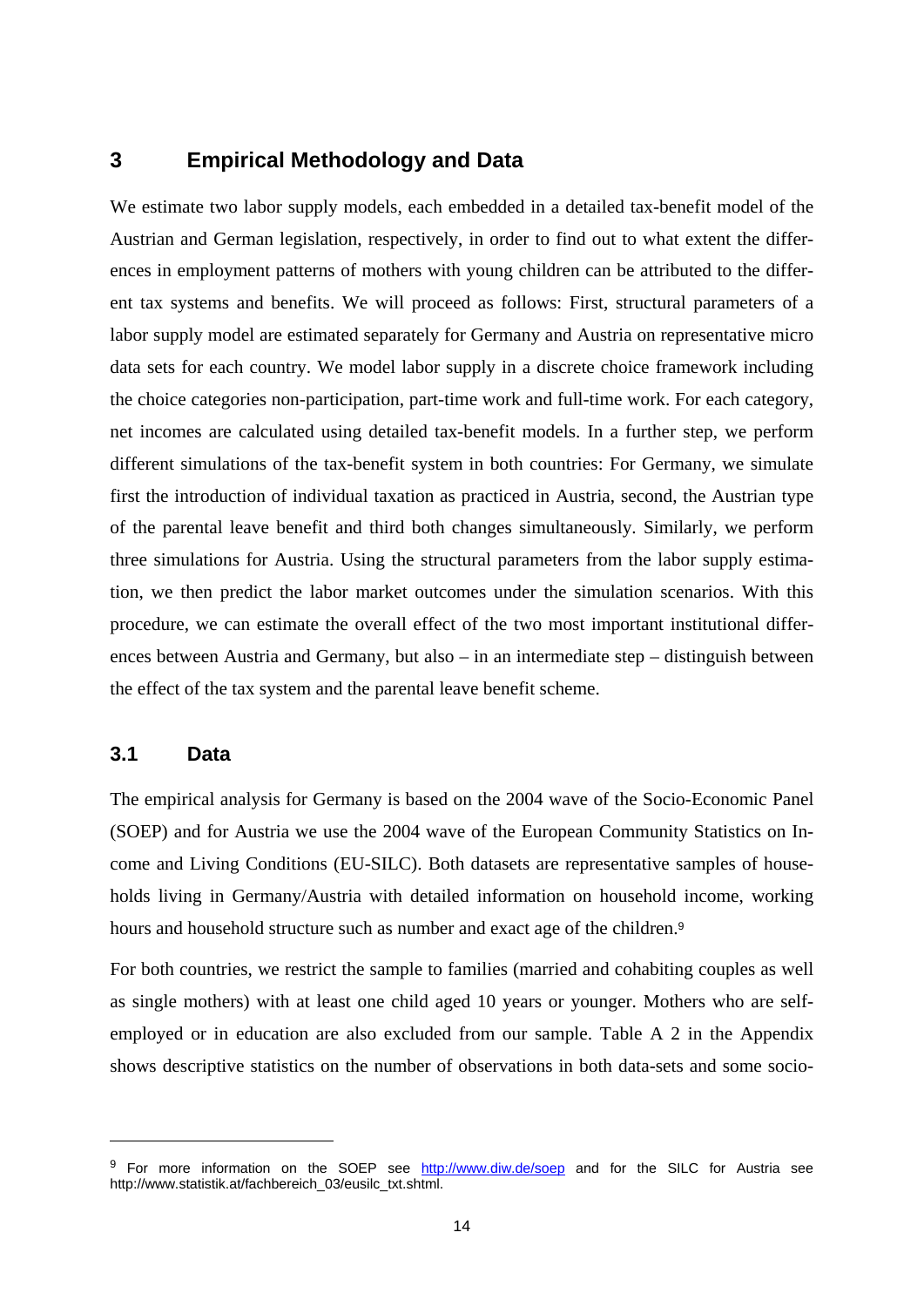# 3 Empirical Methodology and Data

We estimate two labor supply models, each embedded in a detailed tax-benefit model of the Austrian and German legislation, respectively, in order to find out to what extent the differences in employment patterns of mothers with young children can be attributed to the different tax systems and benefits. We will proceed as follows: First, structural parameters of a labor supply model are estimated separately for Germany and Austria on representative micro data sets for each country. We model labor supply in a discrete choice framework including the choice categories non-participation, part-time work and full-time work. For each category, net incomes are calculated using detailed tax-benefit models. In a further step, we perform different simulations of the tax-benefit system in both countries: For Germany, we simulate first the introduction of individual taxation as practiced in Austria, second, the Austrian type of the parental leave benefit and third both changes simultaneously. Similarly, we perform three simulations for Austria. Using the structural parameters from the labor supply estimation, we then predict the labor market outcomes under the simulation scenarios. With this procedure, we can estimate the overall effect of the two most important institutional differences between Austria and Germany, but also – in an intermediate step – distinguish between the effect of the tax system and the parental leave benefit scheme.

## 3.1 Data

The empirical analysis for Germany is based on the 2004 wave of the Socio-Economic Panel (SOEP) and for Austria we use the 2004 wave of the European Community Statistics on Income and Living Conditions (EU-SILC). Both datasets are representative samples of households living in Germany/Austria with detailed information on household income, working hours and household structure such as number and exact age of the children.[9]

For both countries, we restrict the sample to families (married and cohabiting couples as well as single mothers) with at least one child aged 10 years or younger. Mothers who are self-employed or in education are also excluded from our sample. Table A 2 in the Appendix shows descriptive statistics on the number of observations in both data-sets and some socio-

---

[9] For more information on the SOEP see http://www.diw.de/soep and for the SILC for Austria see http://www.statistik.at/fachbereich_03/eusilc_txt.shtml.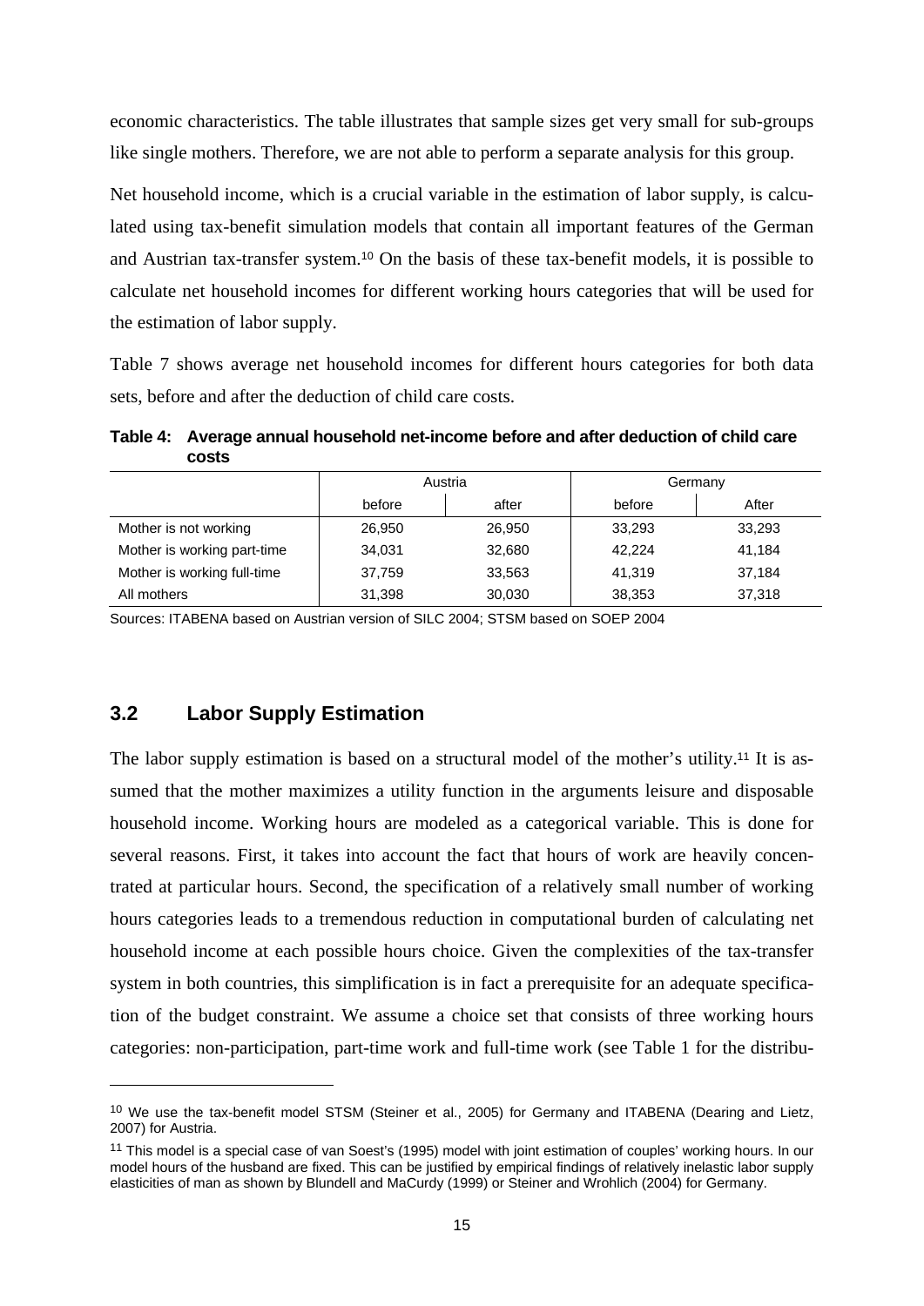economic characteristics. The table illustrates that sample sizes get very small for sub-groups like single mothers. Therefore, we are not able to perform a separate analysis for this group.

Net household income, which is a crucial variable in the estimation of labor supply, is calculated using tax-benefit simulation models that contain all important features of the German and Austrian tax-transfer system.[10] On the basis of these tax-benefit models, it is possible to calculate net household incomes for different working hours categories that will be used for the estimation of labor supply.

Table 7 shows average net household incomes for different hours categories for both data sets, before and after the deduction of child care costs.

**Table 4: Average annual household net-income before and after deduction of child care costs**

| | Austria | | Germany | |
|---|---|---|---|---|
| | before | after | before | After |
| Mother is not working | 26,950 | 26,950 | 33,293 | 33,293 |
| Mother is working part-time | 34,031 | 32,680 | 42,224 | 41,184 |
| Mother is working full-time | 37,759 | 33,563 | 41,319 | 37,184 |
| All mothers | 31,398 | 30,030 | 38,353 | 37,318 |

Sources: ITABENA based on Austrian version of SILC 2004; STSM based on SOEP 2004

## 3.2 Labor Supply Estimation

The labor supply estimation is based on a structural model of the mother's utility.[11] It is assumed that the mother maximizes a utility function in the arguments leisure and disposable household income. Working hours are modeled as a categorical variable. This is done for several reasons. First, it takes into account the fact that hours of work are heavily concentrated at particular hours. Second, the specification of a relatively small number of working hours categories leads to a tremendous reduction in computational burden of calculating net household income at each possible hours choice. Given the complexities of the tax-transfer system in both countries, this simplification is in fact a prerequisite for an adequate specification of the budget constraint. We assume a choice set that consists of three working hours categories: non-participation, part-time work and full-time work (see Table 1 for the distribu-

---

[10] We use the tax-benefit model STSM (Steiner et al., 2005) for Germany and ITABENA (Dearing and Lietz, 2007) for Austria.

[11] This model is a special case of van Soest's (1995) model with joint estimation of couples' working hours. In our model hours of the husband are fixed. This can be justified by empirical findings of relatively inelastic labor supply elasticities of man as shown by Blundell and MaCurdy (1999) or Steiner and Wrohlich (2004) for Germany.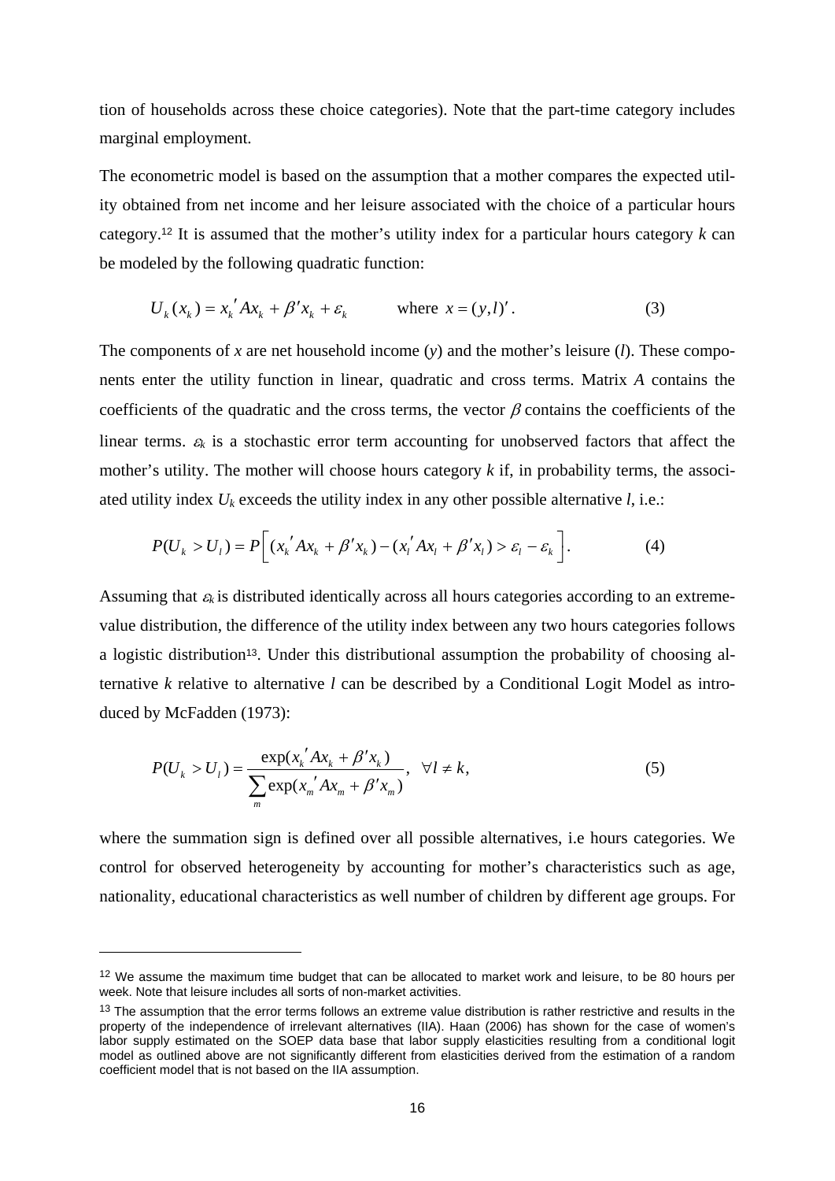tion of households across these choice categories). Note that the part-time category includes marginal employment.

The econometric model is based on the assumption that a mother compares the expected utility obtained from net income and her leisure associated with the choice of a particular hours category.[12] It is assumed that the mother's utility index for a particular hours category $k$ can be modeled by the following quadratic function:

$$U_k(x_k) = x_k{}' A x_k + \beta' x_k + \varepsilon_k \qquad \text{where } x = (y,l)'. \tag{3}$$

The components of $x$ are net household income ($y$) and the mother's leisure ($l$). These components enter the utility function in linear, quadratic and cross terms. Matrix $A$ contains the coefficients of the quadratic and the cross terms, the vector $\beta$ contains the coefficients of the linear terms. $\varepsilon_k$ is a stochastic error term accounting for unobserved factors that affect the mother's utility. The mother will choose hours category $k$ if, in probability terms, the associated utility index $U_k$ exceeds the utility index in any other possible alternative $l$, i.e.:

$$P(U_k > U_l) = P\left[ (x_k{}' A x_k + \beta' x_k) - (x_l{}' A x_l + \beta' x_l) > \varepsilon_l - \varepsilon_k \right]. \tag{4}$$

Assuming that $\varepsilon_k$ is distributed identically across all hours categories according to an extreme-value distribution, the difference of the utility index between any two hours categories follows a logistic distribution[13]. Under this distributional assumption the probability of choosing alternative $k$ relative to alternative $l$ can be described by a Conditional Logit Model as introduced by McFadden (1973):

$$P(U_k > U_l) = \frac{\exp(x_k{}' A x_k + \beta' x_k)}{\sum_m \exp(x_m{}' A x_m + \beta' x_m)}, \quad \forall l \neq k, \tag{5}$$

where the summation sign is defined over all possible alternatives, i.e hours categories. We control for observed heterogeneity by accounting for mother's characteristics such as age, nationality, educational characteristics as well number of children by different age groups. For

---

[12] We assume the maximum time budget that can be allocated to market work and leisure, to be 80 hours per week. Note that leisure includes all sorts of non-market activities.

[13] The assumption that the error terms follows an extreme value distribution is rather restrictive and results in the property of the independence of irrelevant alternatives (IIA). Haan (2006) has shown for the case of women's labor supply estimated on the SOEP data base that labor supply elasticities resulting from a conditional logit model as outlined above are not significantly different from elasticities derived from the estimation of a random coefficient model that is not based on the IIA assumption.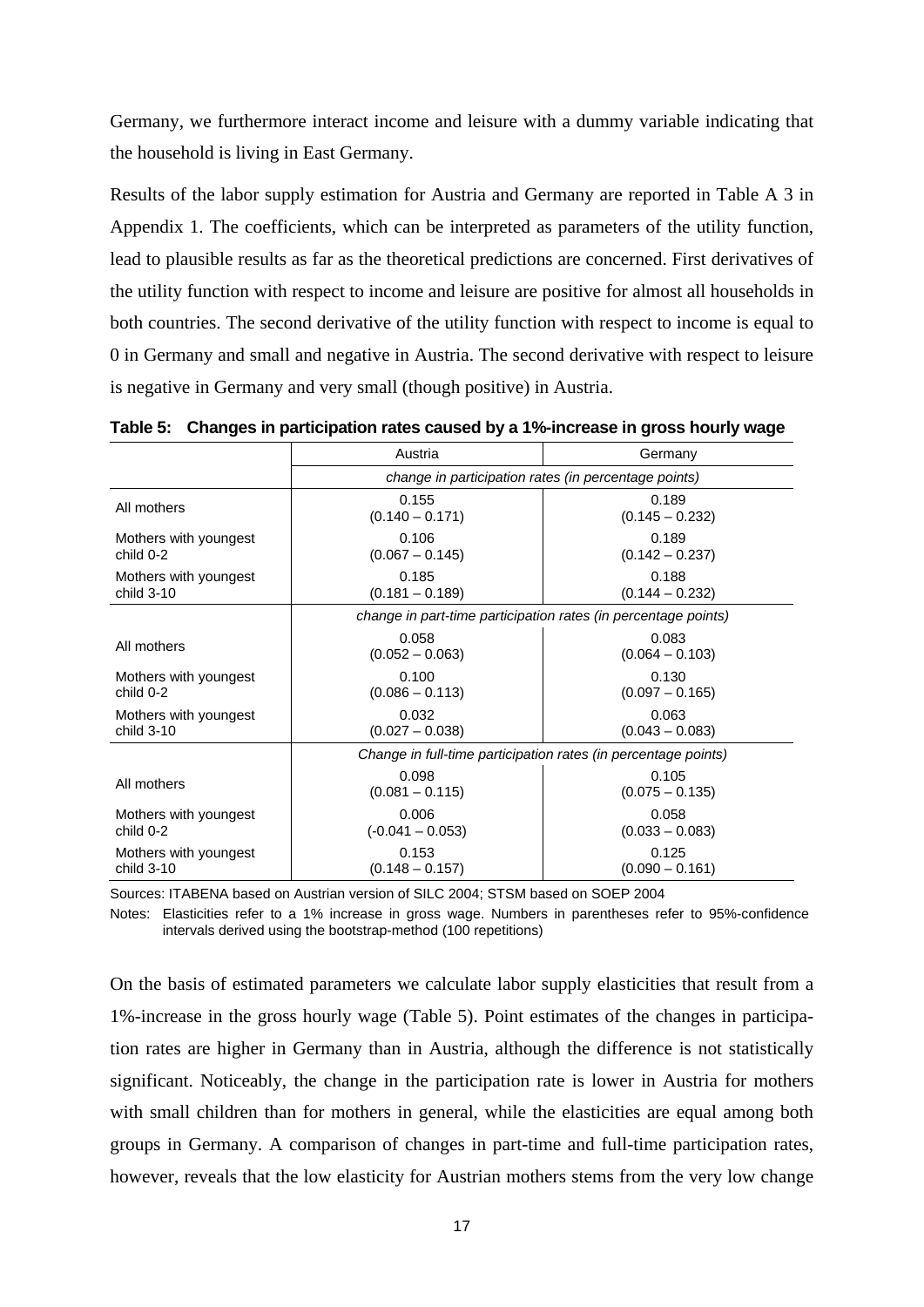Germany, we furthermore interact income and leisure with a dummy variable indicating that the household is living in East Germany.

Results of the labor supply estimation for Austria and Germany are reported in Table A 3 in Appendix 1. The coefficients, which can be interpreted as parameters of the utility function, lead to plausible results as far as the theoretical predictions are concerned. First derivatives of the utility function with respect to income and leisure are positive for almost all households in both countries. The second derivative of the utility function with respect to income is equal to 0 in Germany and small and negative in Austria. The second derivative with respect to leisure is negative in Germany and very small (though positive) in Austria.

**Table 5: Changes in participation rates caused by a 1%-increase in gross hourly wage**

| | Austria | Germany |
|---|---|---|
| | *change in participation rates (in percentage points)* | |
| All mothers | 0.155 (0.140 – 0.171) | 0.189 (0.145 – 0.232) |
| Mothers with youngest child 0-2 | 0.106 (0.067 – 0.145) | 0.189 (0.142 – 0.237) |
| Mothers with youngest child 3-10 | 0.185 (0.181 – 0.189) | 0.188 (0.144 – 0.232) |
| | *change in part-time participation rates (in percentage points)* | |
| All mothers | 0.058 (0.052 – 0.063) | 0.083 (0.064 – 0.103) |
| Mothers with youngest child 0-2 | 0.100 (0.086 – 0.113) | 0.130 (0.097 – 0.165) |
| Mothers with youngest child 3-10 | 0.032 (0.027 – 0.038) | 0.063 (0.043 – 0.083) |
| | *Change in full-time participation rates (in percentage points)* | |
| All mothers | 0.098 (0.081 – 0.115) | 0.105 (0.075 – 0.135) |
| Mothers with youngest child 0-2 | 0.006 (-0.041 – 0.053) | 0.058 (0.033 – 0.083) |
| Mothers with youngest child 3-10 | 0.153 (0.148 – 0.157) | 0.125 (0.090 – 0.161) |

Sources: ITABENA based on Austrian version of SILC 2004; STSM based on SOEP 2004

Notes: Elasticities refer to a 1% increase in gross wage. Numbers in parentheses refer to 95%-confidence intervals derived using the bootstrap-method (100 repetitions)

On the basis of estimated parameters we calculate labor supply elasticities that result from a 1%-increase in the gross hourly wage (Table 5). Point estimates of the changes in participation rates are higher in Germany than in Austria, although the difference is not statistically significant. Noticeably, the change in the participation rate is lower in Austria for mothers with small children than for mothers in general, while the elasticities are equal among both groups in Germany. A comparison of changes in part-time and full-time participation rates, however, reveals that the low elasticity for Austrian mothers stems from the very low change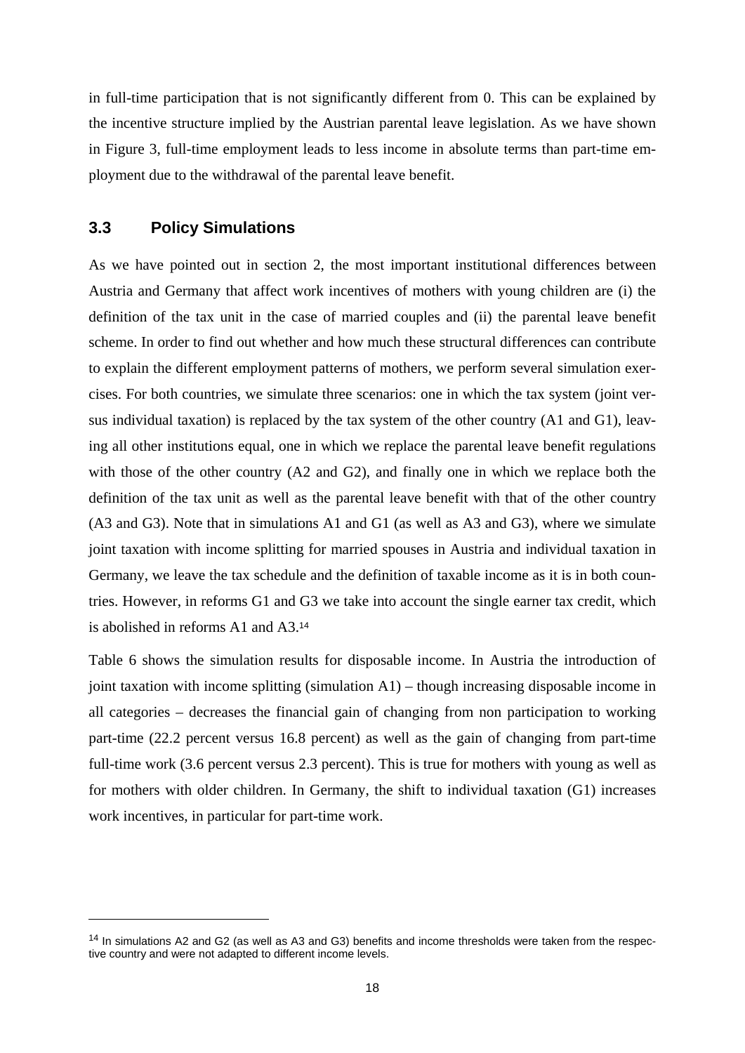in full-time participation that is not significantly different from 0. This can be explained by the incentive structure implied by the Austrian parental leave legislation. As we have shown in Figure 3, full-time employment leads to less income in absolute terms than part-time employment due to the withdrawal of the parental leave benefit.

### 3.3 Policy Simulations

As we have pointed out in section 2, the most important institutional differences between Austria and Germany that affect work incentives of mothers with young children are (i) the definition of the tax unit in the case of married couples and (ii) the parental leave benefit scheme. In order to find out whether and how much these structural differences can contribute to explain the different employment patterns of mothers, we perform several simulation exercises. For both countries, we simulate three scenarios: one in which the tax system (joint versus individual taxation) is replaced by the tax system of the other country (A1 and G1), leaving all other institutions equal, one in which we replace the parental leave benefit regulations with those of the other country (A2 and G2), and finally one in which we replace both the definition of the tax unit as well as the parental leave benefit with that of the other country (A3 and G3). Note that in simulations A1 and G1 (as well as A3 and G3), where we simulate joint taxation with income splitting for married spouses in Austria and individual taxation in Germany, we leave the tax schedule and the definition of taxable income as it is in both countries. However, in reforms G1 and G3 we take into account the single earner tax credit, which is abolished in reforms A1 and A3.[14]

Table 6 shows the simulation results for disposable income. In Austria the introduction of joint taxation with income splitting (simulation A1) – though increasing disposable income in all categories – decreases the financial gain of changing from non participation to working part-time (22.2 percent versus 16.8 percent) as well as the gain of changing from part-time full-time work (3.6 percent versus 2.3 percent). This is true for mothers with young as well as for mothers with older children. In Germany, the shift to individual taxation (G1) increases work incentives, in particular for part-time work.

[14] In simulations A2 and G2 (as well as A3 and G3) benefits and income thresholds were taken from the respective country and were not adapted to different income levels.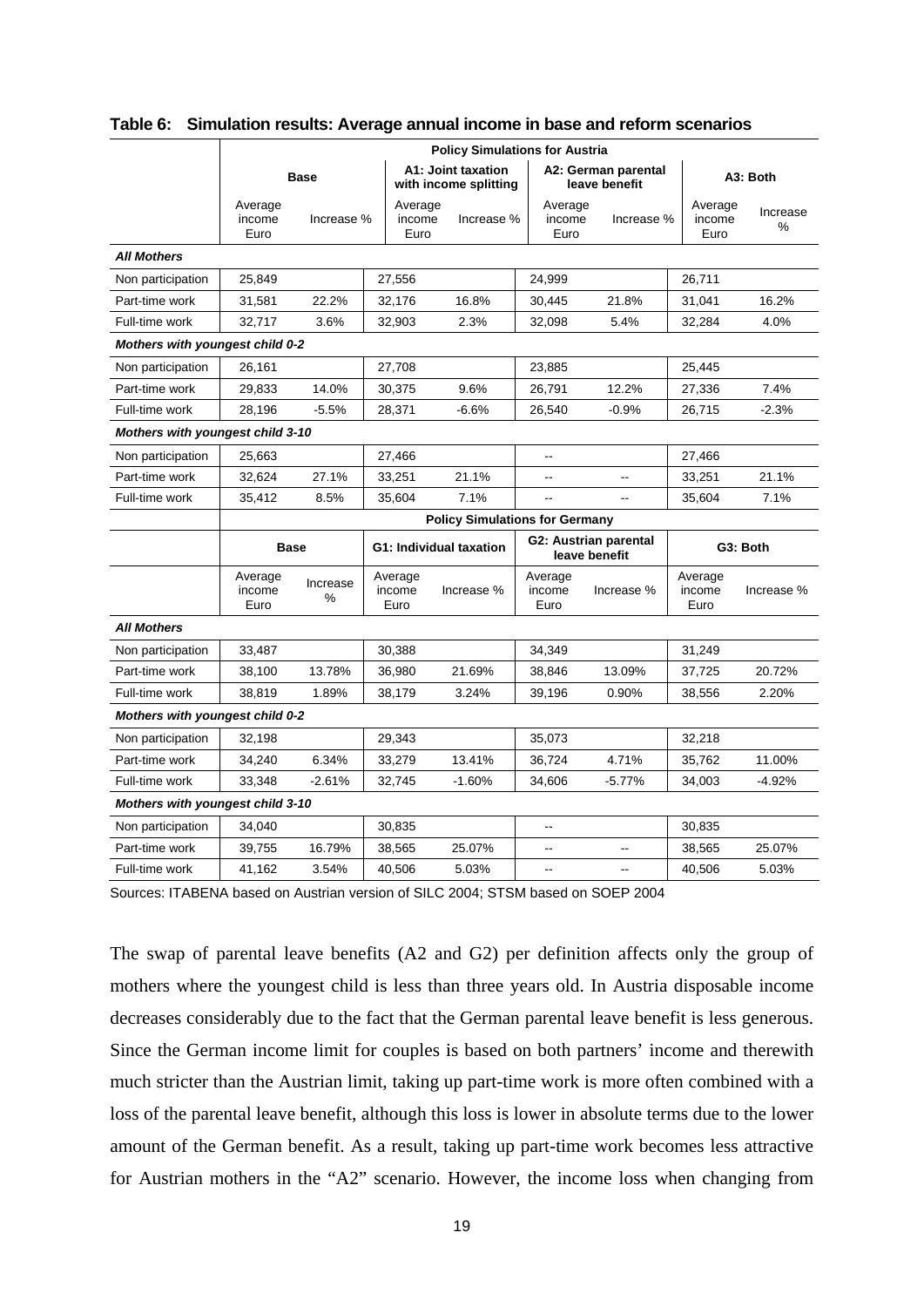**Table 6: Simulation results: Average annual income in base and reform scenarios**

| | Policy Simulations for Austria | | | | | | | |
|---|---|---|---|---|---|---|---|---|
| | Base | | A1: Joint taxation with income splitting | | A2: German parental leave benefit | | A3: Both | |
| | Average income Euro | Increase % | Average income Euro | Increase % | Average income Euro | Increase % | Average income Euro | Increase % |
| ***All Mothers*** | | | | | | | | |
| Non participation | 25,849 | | 27,556 | | 24,999 | | 26,711 | |
| Part-time work | 31,581 | 22.2% | 32,176 | 16.8% | 30,445 | 21.8% | 31,041 | 16.2% |
| Full-time work | 32,717 | 3.6% | 32,903 | 2.3% | 32,098 | 5.4% | 32,284 | 4.0% |
| ***Mothers with youngest child 0-2*** | | | | | | | | |
| Non participation | 26,161 | | 27,708 | | 23,885 | | 25,445 | |
| Part-time work | 29,833 | 14.0% | 30,375 | 9.6% | 26,791 | 12.2% | 27,336 | 7.4% |
| Full-time work | 28,196 | -5.5% | 28,371 | -6.6% | 26,540 | -0.9% | 26,715 | -2.3% |
| ***Mothers with youngest child 3-10*** | | | | | | | | |
| Non participation | 25,663 | | 27,466 | | -- | | 27,466 | |
| Part-time work | 32,624 | 27.1% | 33,251 | 21.1% | -- | -- | 33,251 | 21.1% |
| Full-time work | 35,412 | 8.5% | 35,604 | 7.1% | -- | -- | 35,604 | 7.1% |
| | **Policy Simulations for Germany** | | | | | | | |
| | **Base** | | **G1: Individual taxation** | | **G2: Austrian parental leave benefit** | | **G3: Both** | |
| | Average income Euro | Increase % | Average income Euro | Increase % | Average income Euro | Increase % | Average income Euro | Increase % |
| ***All Mothers*** | | | | | | | | |
| Non participation | 33,487 | | 30,388 | | 34,349 | | 31,249 | |
| Part-time work | 38,100 | 13.78% | 36,980 | 21.69% | 38,846 | 13.09% | 37,725 | 20.72% |
| Full-time work | 38,819 | 1.89% | 38,179 | 3.24% | 39,196 | 0.90% | 38,556 | 2.20% |
| ***Mothers with youngest child 0-2*** | | | | | | | | |
| Non participation | 32,198 | | 29,343 | | 35,073 | | 32,218 | |
| Part-time work | 34,240 | 6.34% | 33,279 | 13.41% | 36,724 | 4.71% | 35,762 | 11.00% |
| Full-time work | 33,348 | -2.61% | 32,745 | -1.60% | 34,606 | -5.77% | 34,003 | -4.92% |
| ***Mothers with youngest child 3-10*** | | | | | | | | |
| Non participation | 34,040 | | 30,835 | | -- | | 30,835 | |
| Part-time work | 39,755 | 16.79% | 38,565 | 25.07% | -- | -- | 38,565 | 25.07% |
| Full-time work | 41,162 | 3.54% | 40,506 | 5.03% | -- | -- | 40,506 | 5.03% |

Sources: ITABENA based on Austrian version of SILC 2004; STSM based on SOEP 2004

The swap of parental leave benefits (A2 and G2) per definition affects only the group of mothers where the youngest child is less than three years old. In Austria disposable income decreases considerably due to the fact that the German parental leave benefit is less generous. Since the German income limit for couples is based on both partners' income and therewith much stricter than the Austrian limit, taking up part-time work is more often combined with a loss of the parental leave benefit, although this loss is lower in absolute terms due to the lower amount of the German benefit. As a result, taking up part-time work becomes less attractive for Austrian mothers in the "A2" scenario. However, the income loss when changing from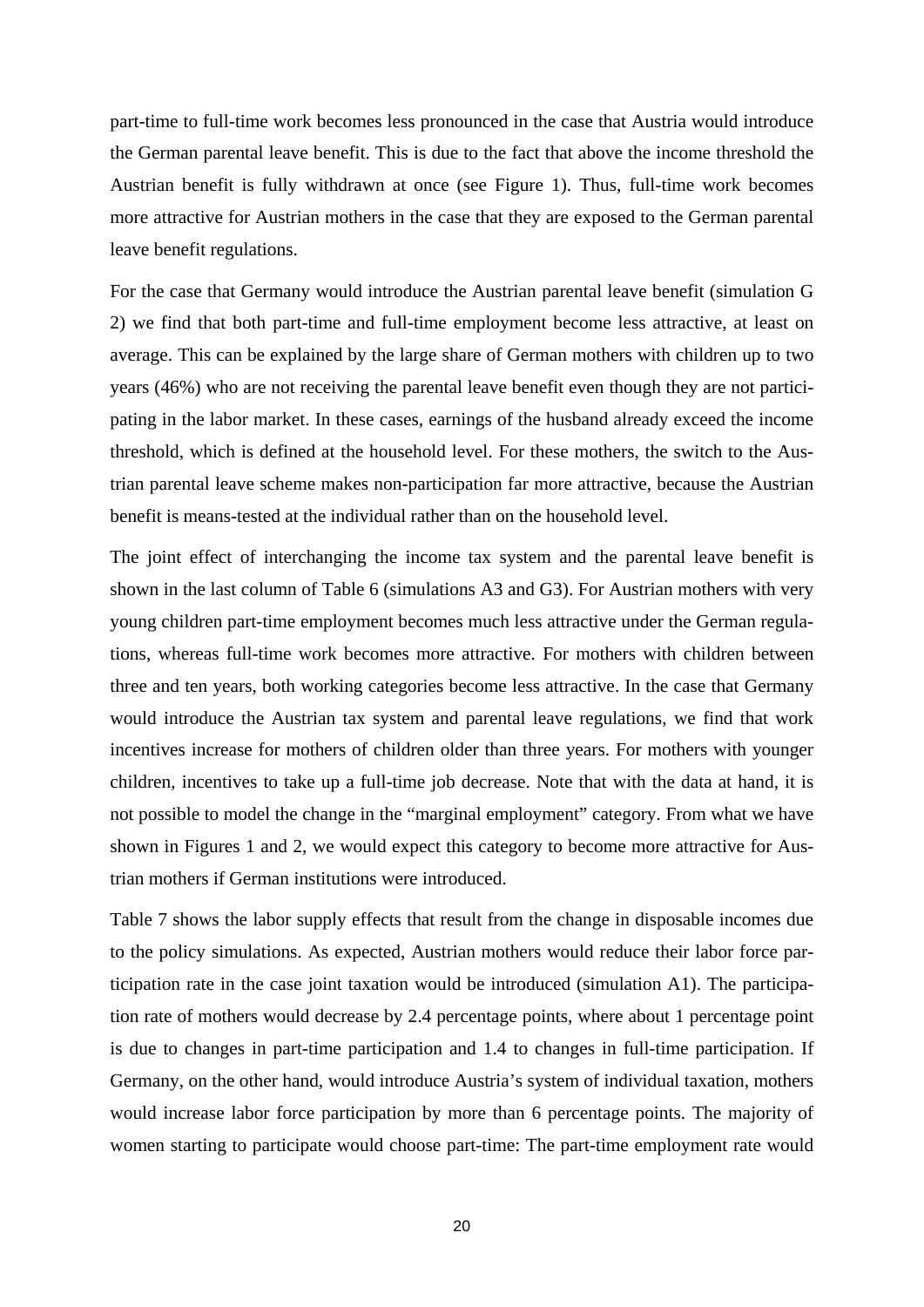part-time to full-time work becomes less pronounced in the case that Austria would introduce the German parental leave benefit. This is due to the fact that above the income threshold the Austrian benefit is fully withdrawn at once (see Figure 1). Thus, full-time work becomes more attractive for Austrian mothers in the case that they are exposed to the German parental leave benefit regulations.

For the case that Germany would introduce the Austrian parental leave benefit (simulation G 2) we find that both part-time and full-time employment become less attractive, at least on average. This can be explained by the large share of German mothers with children up to two years (46%) who are not receiving the parental leave benefit even though they are not participating in the labor market. In these cases, earnings of the husband already exceed the income threshold, which is defined at the household level. For these mothers, the switch to the Austrian parental leave scheme makes non-participation far more attractive, because the Austrian benefit is means-tested at the individual rather than on the household level.

The joint effect of interchanging the income tax system and the parental leave benefit is shown in the last column of Table 6 (simulations A3 and G3). For Austrian mothers with very young children part-time employment becomes much less attractive under the German regulations, whereas full-time work becomes more attractive. For mothers with children between three and ten years, both working categories become less attractive. In the case that Germany would introduce the Austrian tax system and parental leave regulations, we find that work incentives increase for mothers of children older than three years. For mothers with younger children, incentives to take up a full-time job decrease. Note that with the data at hand, it is not possible to model the change in the "marginal employment" category. From what we have shown in Figures 1 and 2, we would expect this category to become more attractive for Austrian mothers if German institutions were introduced.

Table 7 shows the labor supply effects that result from the change in disposable incomes due to the policy simulations. As expected, Austrian mothers would reduce their labor force participation rate in the case joint taxation would be introduced (simulation A1). The participation rate of mothers would decrease by 2.4 percentage points, where about 1 percentage point is due to changes in part-time participation and 1.4 to changes in full-time participation. If Germany, on the other hand, would introduce Austria's system of individual taxation, mothers would increase labor force participation by more than 6 percentage points. The majority of women starting to participate would choose part-time: The part-time employment rate would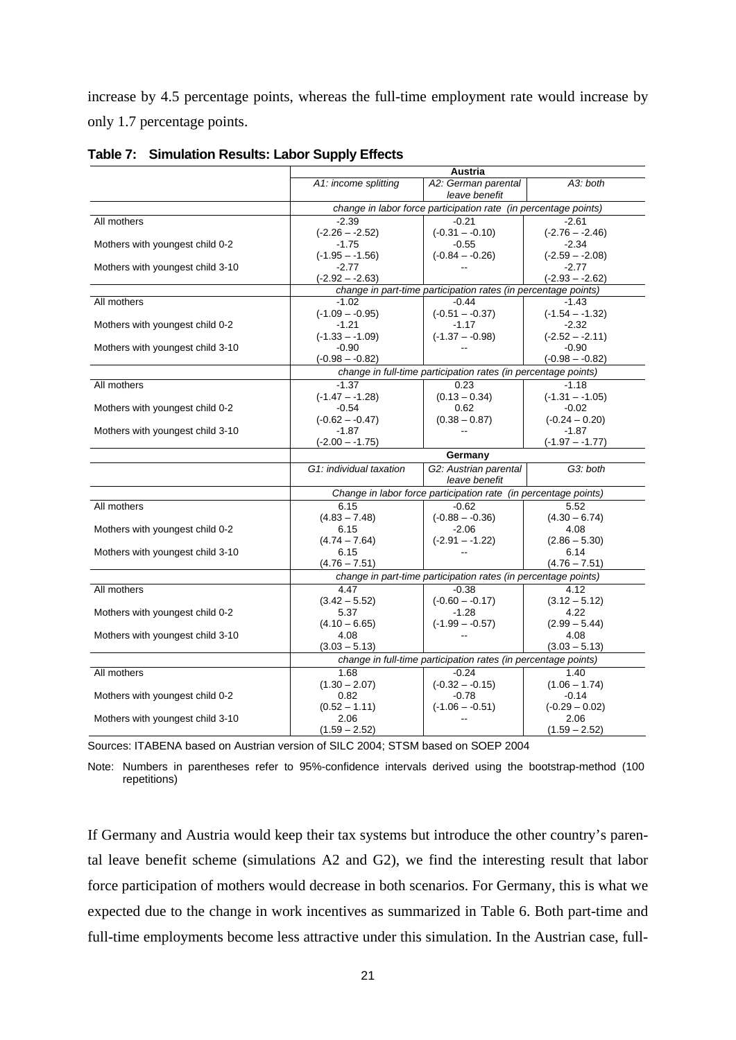increase by 4.5 percentage points, whereas the full-time employment rate would increase by only 1.7 percentage points.

**Table 7: Simulation Results: Labor Supply Effects**

| | Austria | | |
|---|---|---|---|
| | *A1: income splitting* | *A2: German parental leave benefit* | *A3: both* |
| | *change in labor force participation rate (in percentage points)* | | |
| All mothers | -2.39<br>(-2.26 – -2.52) | -0.21<br>(-0.31 – -0.10) | -2.61<br>(-2.76 – -2.46) |
| Mothers with youngest child 0-2 | -1.75<br>(-1.95 – -1.56) | -0.55<br>(-0.84 – -0.26) | -2.34<br>(-2.59 – -2.08) |
| Mothers with youngest child 3-10 | -2.77<br>(-2.92 – -2.63) | -- | -2.77<br>(-2.93 – -2.62) |
| | *change in part-time participation rates (in percentage points)* | | |
| All mothers | -1.02<br>(-1.09 – -0.95) | -0.44<br>(-0.51 – -0.37) | -1.43<br>(-1.54 – -1.32) |
| Mothers with youngest child 0-2 | -1.21<br>(-1.33 – -1.09) | -1.17<br>(-1.37 – -0.98) | -2.32<br>(-2.52 – -2.11) |
| Mothers with youngest child 3-10 | -0.90<br>(-0.98 – -0.82) | -- | -0.90<br>(-0.98 – -0.82) |
| | *change in full-time participation rates (in percentage points)* | | |
| All mothers | -1.37<br>(-1.47 – -1.28) | 0.23<br>(0.13 – 0.34) | -1.18<br>(-1.31 – -1.05) |
| Mothers with youngest child 0-2 | -0.54<br>(-0.62 – -0.47) | 0.62<br>(0.38 – 0.87) | -0.02<br>(-0.24 – 0.20) |
| Mothers with youngest child 3-10 | -1.87<br>(-2.00 – -1.75) | -- | -1.87<br>(-1.97 – -1.77) |
| | **Germany** | | |
| | *G1: individual taxation* | *G2: Austrian parental leave benefit* | *G3: both* |
| | *Change in labor force participation rate (in percentage points)* | | |
| All mothers | 6.15<br>(4.83 – 7.48) | -0.62<br>(-0.88 – -0.36) | 5.52<br>(4.30 – 6.74) |
| Mothers with youngest child 0-2 | 6.15<br>(4.74 – 7.64) | -2.06<br>(-2.91 – -1.22) | 4.08<br>(2.86 – 5.30) |
| Mothers with youngest child 3-10 | 6.15<br>(4.76 – 7.51) | -- | 6.14<br>(4.76 – 7.51) |
| | *change in part-time participation rates (in percentage points)* | | |
| All mothers | 4.47<br>(3.42 – 5.52) | -0.38<br>(-0.60 – -0.17) | 4.12<br>(3.12 – 5.12) |
| Mothers with youngest child 0-2 | 5.37<br>(4.10 – 6.65) | -1.28<br>(-1.99 – -0.57) | 4.22<br>(2.99 – 5.44) |
| Mothers with youngest child 3-10 | 4.08<br>(3.03 – 5.13) | -- | 4.08<br>(3.03 – 5.13) |
| | *change in full-time participation rates (in percentage points)* | | |
| All mothers | 1.68<br>(1.30 – 2.07) | -0.24<br>(-0.32 – -0.15) | 1.40<br>(1.06 – 1.74) |
| Mothers with youngest child 0-2 | 0.82<br>(0.52 – 1.11) | -0.78<br>(-1.06 – -0.51) | -0.14<br>(-0.29 – 0.02) |
| Mothers with youngest child 3-10 | 2.06<br>(1.59 – 2.52) | -- | 2.06<br>(1.59 – 2.52) |

Sources: ITABENA based on Austrian version of SILC 2004; STSM based on SOEP 2004

Note: Numbers in parentheses refer to 95%-confidence intervals derived using the bootstrap-method (100 repetitions)

If Germany and Austria would keep their tax systems but introduce the other country's parental leave benefit scheme (simulations A2 and G2), we find the interesting result that labor force participation of mothers would decrease in both scenarios. For Germany, this is what we expected due to the change in work incentives as summarized in Table 6. Both part-time and full-time employments become less attractive under this simulation. In the Austrian case, full-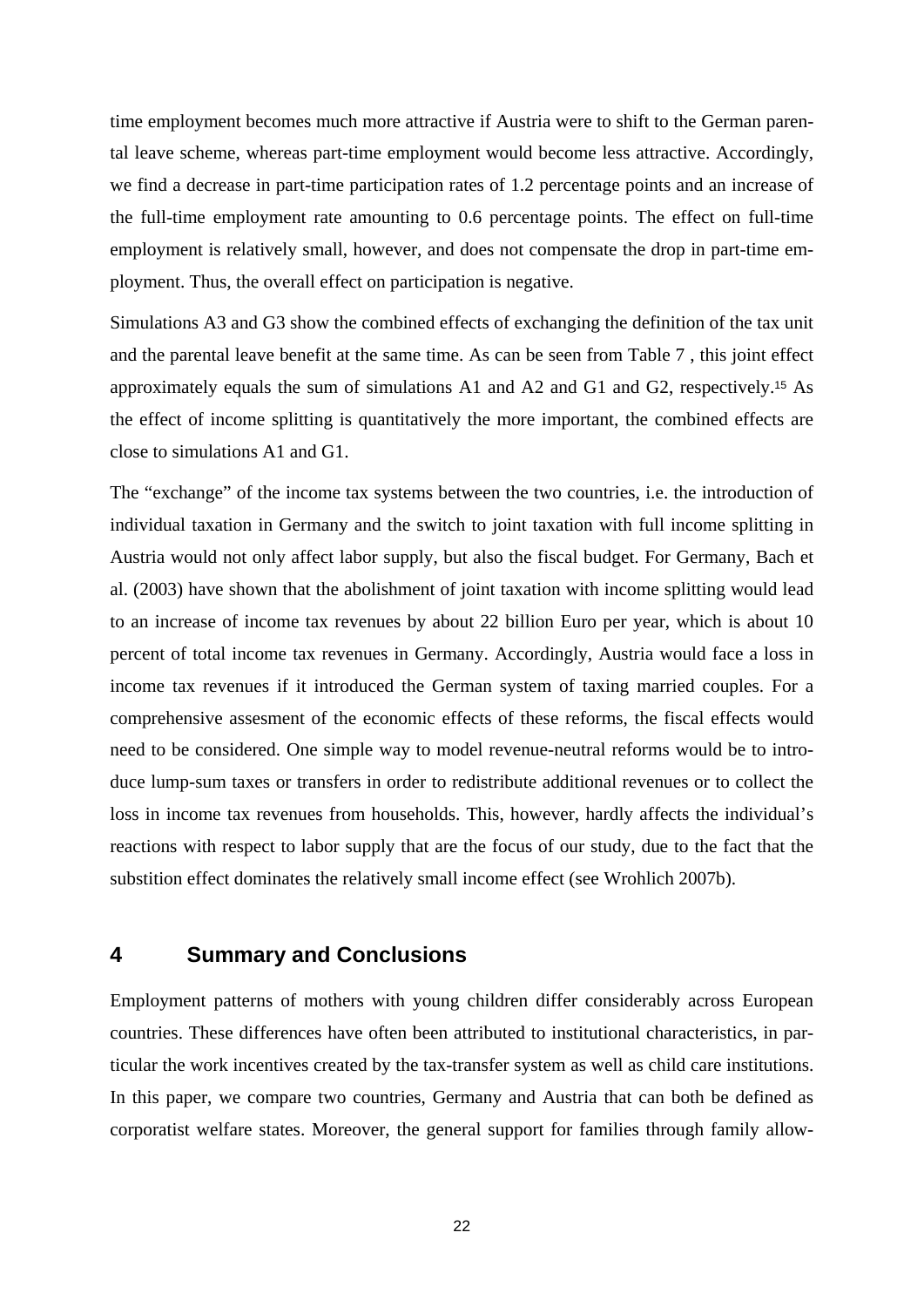time employment becomes much more attractive if Austria were to shift to the German parental leave scheme, whereas part-time employment would become less attractive. Accordingly, we find a decrease in part-time participation rates of 1.2 percentage points and an increase of the full-time employment rate amounting to 0.6 percentage points. The effect on full-time employment is relatively small, however, and does not compensate the drop in part-time employment. Thus, the overall effect on participation is negative.

Simulations A3 and G3 show the combined effects of exchanging the definition of the tax unit and the parental leave benefit at the same time. As can be seen from Table 7 , this joint effect approximately equals the sum of simulations A1 and A2 and G1 and G2, respectively.[15] As the effect of income splitting is quantitatively the more important, the combined effects are close to simulations A1 and G1.

The "exchange" of the income tax systems between the two countries, i.e. the introduction of individual taxation in Germany and the switch to joint taxation with full income splitting in Austria would not only affect labor supply, but also the fiscal budget. For Germany, Bach et al. (2003) have shown that the abolishment of joint taxation with income splitting would lead to an increase of income tax revenues by about 22 billion Euro per year, which is about 10 percent of total income tax revenues in Germany. Accordingly, Austria would face a loss in income tax revenues if it introduced the German system of taxing married couples. For a comprehensive assesment of the economic effects of these reforms, the fiscal effects would need to be considered. One simple way to model revenue-neutral reforms would be to introduce lump-sum taxes or transfers in order to redistribute additional revenues or to collect the loss in income tax revenues from households. This, however, hardly affects the individual's reactions with respect to labor supply that are the focus of our study, due to the fact that the substition effect dominates the relatively small income effect (see Wrohlich 2007b).

## 4 Summary and Conclusions

Employment patterns of mothers with young children differ considerably across European countries. These differences have often been attributed to institutional characteristics, in particular the work incentives created by the tax-transfer system as well as child care institutions. In this paper, we compare two countries, Germany and Austria that can both be defined as corporatist welfare states. Moreover, the general support for families through family allow-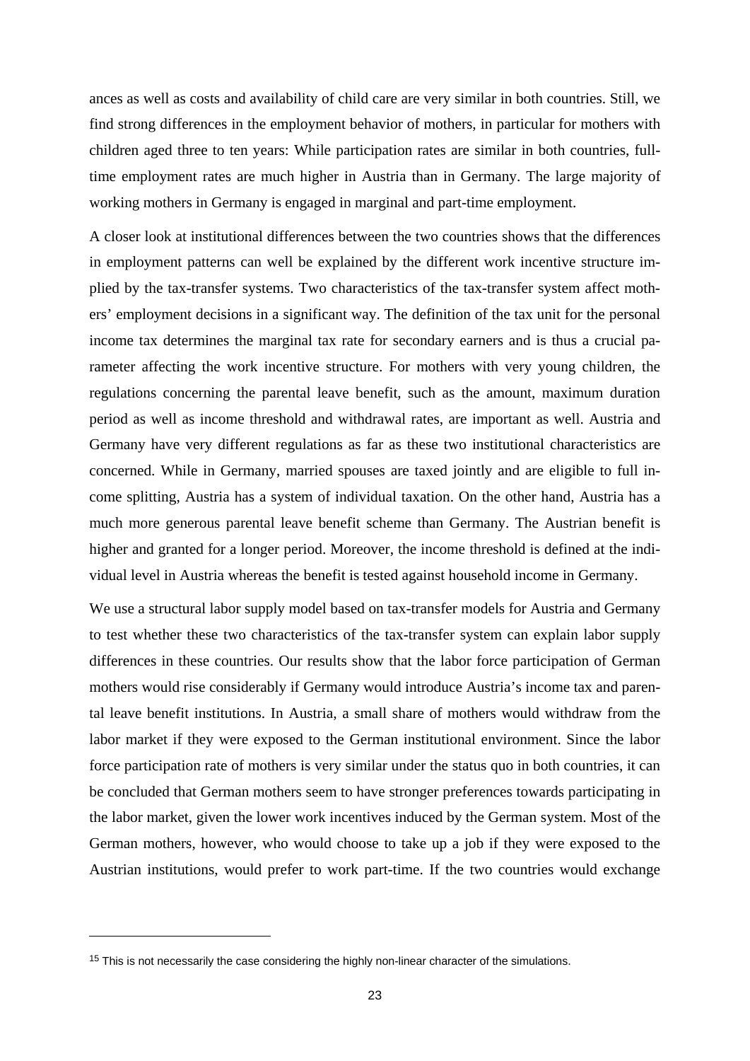ances as well as costs and availability of child care are very similar in both countries. Still, we find strong differences in the employment behavior of mothers, in particular for mothers with children aged three to ten years: While participation rates are similar in both countries, full-time employment rates are much higher in Austria than in Germany. The large majority of working mothers in Germany is engaged in marginal and part-time employment.

A closer look at institutional differences between the two countries shows that the differences in employment patterns can well be explained by the different work incentive structure implied by the tax-transfer systems. Two characteristics of the tax-transfer system affect mothers' employment decisions in a significant way. The definition of the tax unit for the personal income tax determines the marginal tax rate for secondary earners and is thus a crucial parameter affecting the work incentive structure. For mothers with very young children, the regulations concerning the parental leave benefit, such as the amount, maximum duration period as well as income threshold and withdrawal rates, are important as well. Austria and Germany have very different regulations as far as these two institutional characteristics are concerned. While in Germany, married spouses are taxed jointly and are eligible to full income splitting, Austria has a system of individual taxation. On the other hand, Austria has a much more generous parental leave benefit scheme than Germany. The Austrian benefit is higher and granted for a longer period. Moreover, the income threshold is defined at the individual level in Austria whereas the benefit is tested against household income in Germany.

We use a structural labor supply model based on tax-transfer models for Austria and Germany to test whether these two characteristics of the tax-transfer system can explain labor supply differences in these countries. Our results show that the labor force participation of German mothers would rise considerably if Germany would introduce Austria's income tax and parental leave benefit institutions. In Austria, a small share of mothers would withdraw from the labor market if they were exposed to the German institutional environment. Since the labor force participation rate of mothers is very similar under the status quo in both countries, it can be concluded that German mothers seem to have stronger preferences towards participating in the labor market, given the lower work incentives induced by the German system. Most of the German mothers, however, who would choose to take up a job if they were exposed to the Austrian institutions, would prefer to work part-time. If the two countries would exchange

[15] This is not necessarily the case considering the highly non-linear character of the simulations.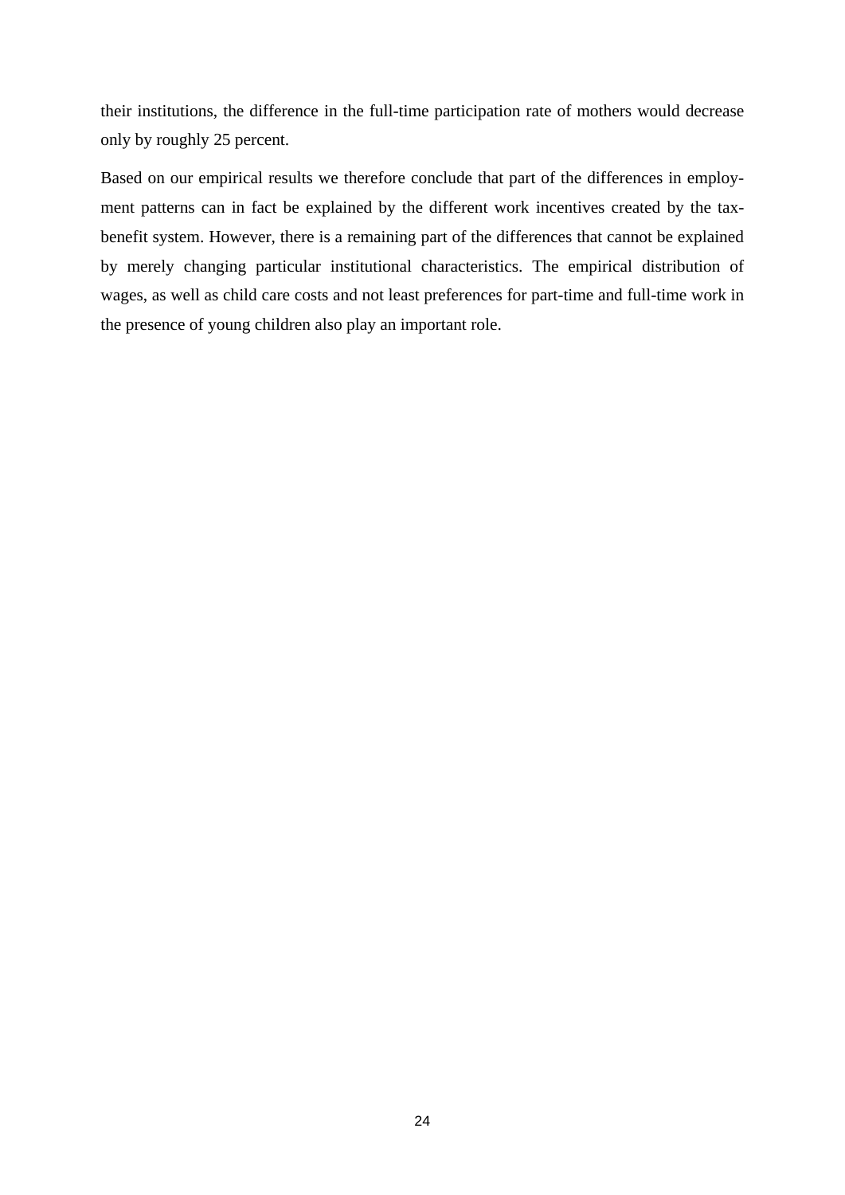their institutions, the difference in the full-time participation rate of mothers would decrease only by roughly 25 percent.

Based on our empirical results we therefore conclude that part of the differences in employment patterns can in fact be explained by the different work incentives created by the tax-benefit system. However, there is a remaining part of the differences that cannot be explained by merely changing particular institutional characteristics. The empirical distribution of wages, as well as child care costs and not least preferences for part-time and full-time work in the presence of young children also play an important role.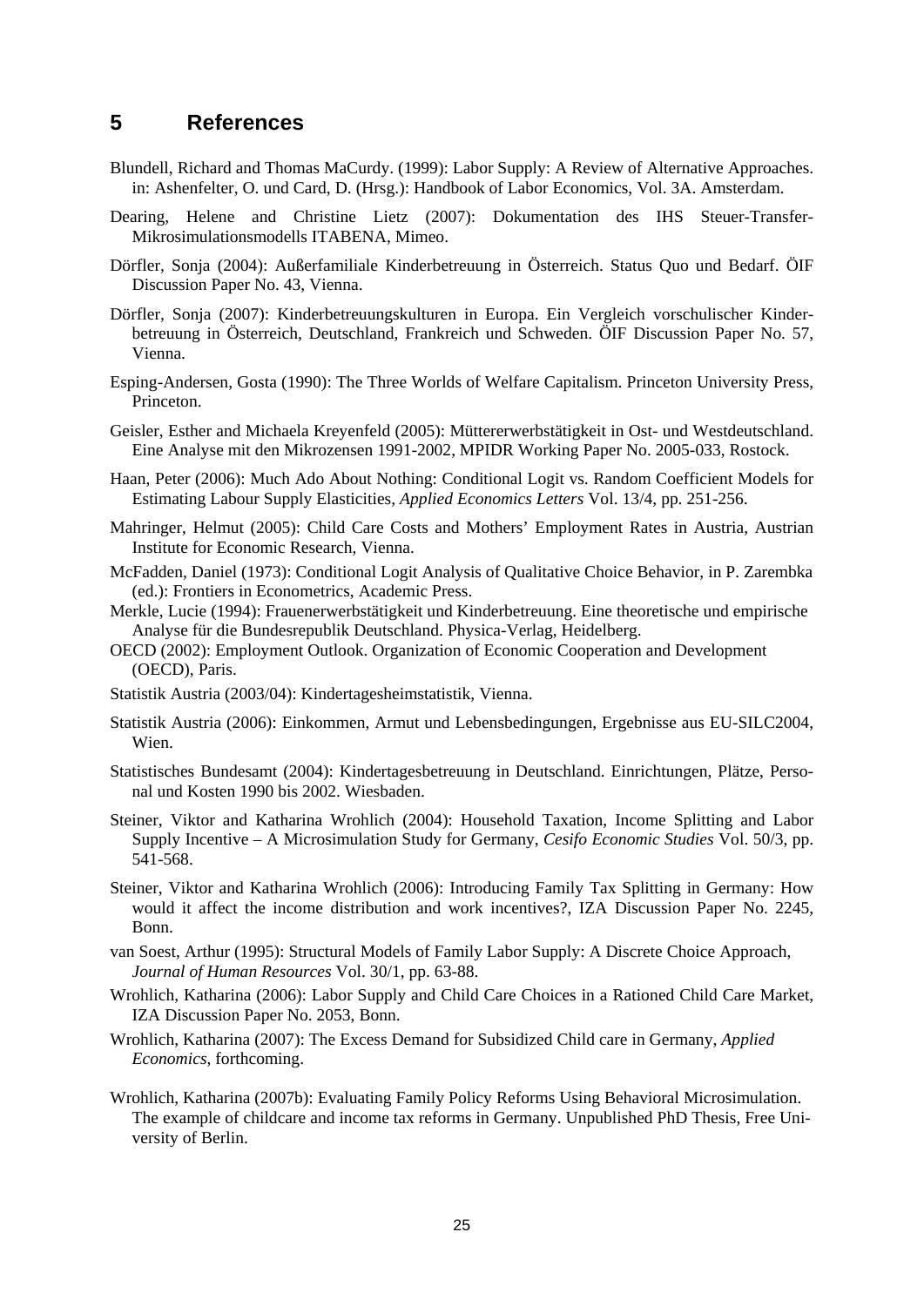# 5 References

Blundell, Richard and Thomas MaCurdy. (1999): Labor Supply: A Review of Alternative Approaches. in: Ashenfelter, O. und Card, D. (Hrsg.): Handbook of Labor Economics, Vol. 3A. Amsterdam.

Dearing, Helene and Christine Lietz (2007): Dokumentation des IHS Steuer-Transfer-Mikrosimulationsmodells ITABENA, Mimeo.

Dörfler, Sonja (2004): Außerfamiliale Kinderbetreuung in Österreich. Status Quo und Bedarf. ÖIF Discussion Paper No. 43, Vienna.

Dörfler, Sonja (2007): Kinderbetreuungskulturen in Europa. Ein Vergleich vorschulischer Kinderbetreuung in Österreich, Deutschland, Frankreich und Schweden. ÖIF Discussion Paper No. 57, Vienna.

Esping-Andersen, Gosta (1990): The Three Worlds of Welfare Capitalism. Princeton University Press, Princeton.

Geisler, Esther and Michaela Kreyenfeld (2005): Müttererwerbstätigkeit in Ost- und Westdeutschland. Eine Analyse mit den Mikrozensen 1991-2002, MPIDR Working Paper No. 2005-033, Rostock.

Haan, Peter (2006): Much Ado About Nothing: Conditional Logit vs. Random Coefficient Models for Estimating Labour Supply Elasticities, *Applied Economics Letters* Vol. 13/4, pp. 251-256.

Mahringer, Helmut (2005): Child Care Costs and Mothers' Employment Rates in Austria, Austrian Institute for Economic Research, Vienna.

McFadden, Daniel (1973): Conditional Logit Analysis of Qualitative Choice Behavior, in P. Zarembka (ed.): Frontiers in Econometrics, Academic Press.

Merkle, Lucie (1994): Frauenerwerbstätigkeit und Kinderbetreuung. Eine theoretische und empirische Analyse für die Bundesrepublik Deutschland. Physica-Verlag, Heidelberg.

OECD (2002): Employment Outlook. Organization of Economic Cooperation and Development (OECD), Paris.

Statistik Austria (2003/04): Kindertagesheimstatistik, Vienna.

Statistik Austria (2006): Einkommen, Armut und Lebensbedingungen, Ergebnisse aus EU-SILC2004, Wien.

Statistisches Bundesamt (2004): Kindertagesbetreuung in Deutschland. Einrichtungen, Plätze, Personal und Kosten 1990 bis 2002. Wiesbaden.

Steiner, Viktor and Katharina Wrohlich (2004): Household Taxation, Income Splitting and Labor Supply Incentive – A Microsimulation Study for Germany, *Cesifo Economic Studies* Vol. 50/3, pp. 541-568.

Steiner, Viktor and Katharina Wrohlich (2006): Introducing Family Tax Splitting in Germany: How would it affect the income distribution and work incentives?, IZA Discussion Paper No. 2245, Bonn.

van Soest, Arthur (1995): Structural Models of Family Labor Supply: A Discrete Choice Approach, *Journal of Human Resources* Vol. 30/1, pp. 63-88.

Wrohlich, Katharina (2006): Labor Supply and Child Care Choices in a Rationed Child Care Market, IZA Discussion Paper No. 2053, Bonn.

Wrohlich, Katharina (2007): The Excess Demand for Subsidized Child care in Germany, *Applied Economics*, forthcoming.

Wrohlich, Katharina (2007b): Evaluating Family Policy Reforms Using Behavioral Microsimulation. The example of childcare and income tax reforms in Germany. Unpublished PhD Thesis, Free University of Berlin.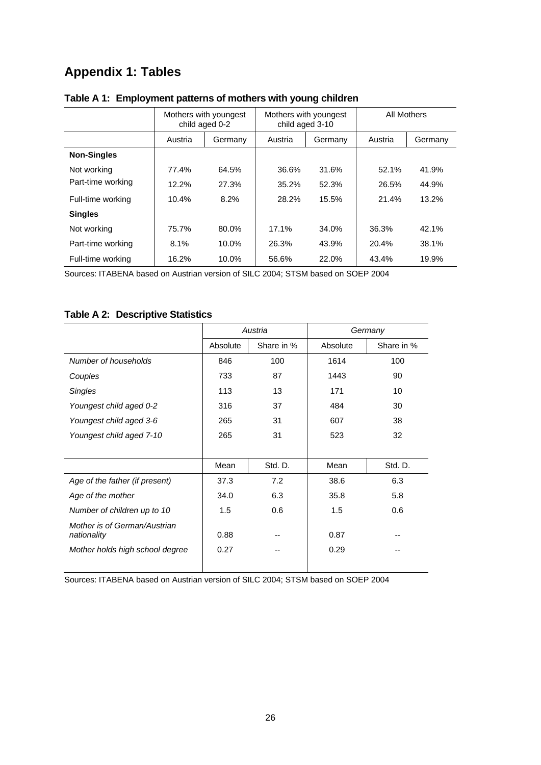## Appendix 1: Tables

**Table A 1: Employment patterns of mothers with young children**

| | Mothers with youngest child aged 0-2 | | Mothers with youngest child aged 3-10 | | All Mothers | |
|---|---|---|---|---|---|---|
| | Austria | Germany | Austria | Germany | Austria | Germany |
| **Non-Singles** | | | | | | |
| Not working | 77.4% | 64.5% | 36.6% | 31.6% | 52.1% | 41.9% |
| Part-time working | 12.2% | 27.3% | 35.2% | 52.3% | 26.5% | 44.9% |
| Full-time working | 10.4% | 8.2% | 28.2% | 15.5% | 21.4% | 13.2% |
| **Singles** | | | | | | |
| Not working | 75.7% | 80.0% | 17.1% | 34.0% | 36.3% | 42.1% |
| Part-time working | 8.1% | 10.0% | 26.3% | 43.9% | 20.4% | 38.1% |
| Full-time working | 16.2% | 10.0% | 56.6% | 22.0% | 43.4% | 19.9% |

Sources: ITABENA based on Austrian version of SILC 2004; STSM based on SOEP 2004

**Table A 2: Descriptive Statistics**

| | *Austria* | | *Germany* | |
|---|---|---|---|---|
| | Absolute | Share in % | Absolute | Share in % |
| *Number of households* | 846 | 100 | 1614 | 100 |
| *Couples* | 733 | 87 | 1443 | 90 |
| *Singles* | 113 | 13 | 171 | 10 |
| *Youngest child aged 0-2* | 316 | 37 | 484 | 30 |
| *Youngest child aged 3-6* | 265 | 31 | 607 | 38 |
| *Youngest child aged 7-10* | 265 | 31 | 523 | 32 |
| | Mean | Std. D. | Mean | Std. D. |
| *Age of the father (if present)* | 37.3 | 7.2 | 38.6 | 6.3 |
| *Age of the mother* | 34.0 | 6.3 | 35.8 | 5.8 |
| *Number of children up to 10* | 1.5 | 0.6 | 1.5 | 0.6 |
| *Mother is of German/Austrian nationality* | 0.88 | -- | 0.87 | -- |
| *Mother holds high school degree* | 0.27 | -- | 0.29 | -- |

Sources: ITABENA based on Austrian version of SILC 2004; STSM based on SOEP 2004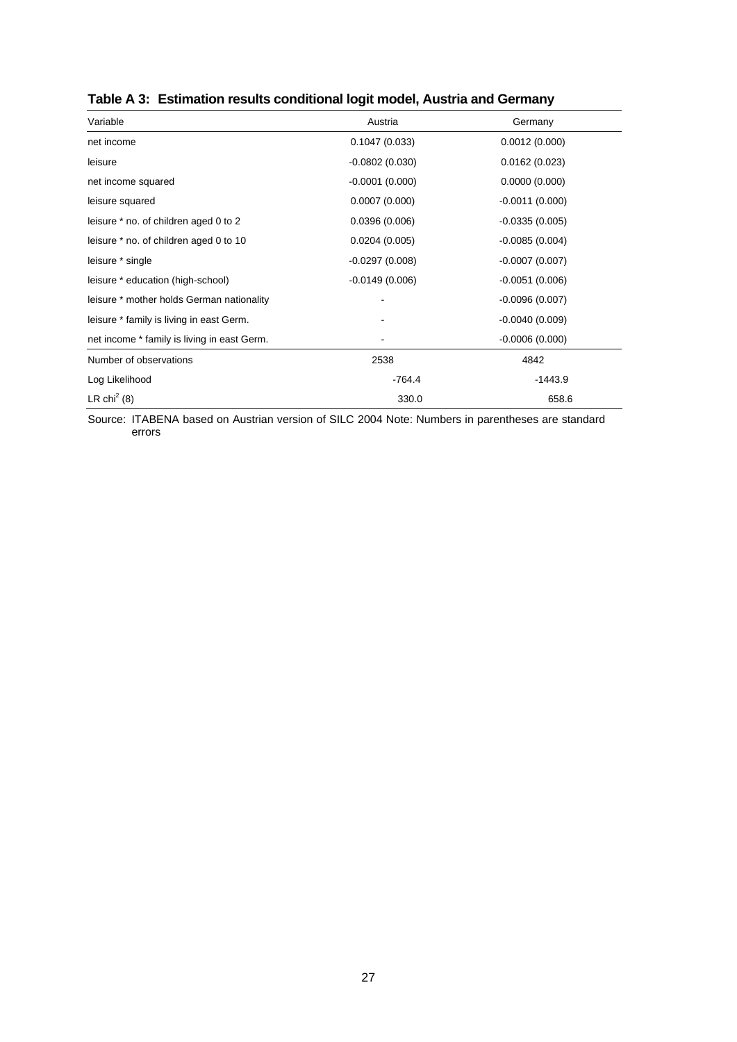**Table A 3: Estimation results conditional logit model, Austria and Germany**

| Variable | Austria | Germany |
|---|---|---|
| net income | 0.1047 (0.033) | 0.0012 (0.000) |
| leisure | -0.0802 (0.030) | 0.0162 (0.023) |
| net income squared | -0.0001 (0.000) | 0.0000 (0.000) |
| leisure squared | 0.0007 (0.000) | -0.0011 (0.000) |
| leisure * no. of children aged 0 to 2 | 0.0396 (0.006) | -0.0335 (0.005) |
| leisure * no. of children aged 0 to 10 | 0.0204 (0.005) | -0.0085 (0.004) |
| leisure * single | -0.0297 (0.008) | -0.0007 (0.007) |
| leisure * education (high-school) | -0.0149 (0.006) | -0.0051 (0.006) |
| leisure * mother holds German nationality | - | -0.0096 (0.007) |
| leisure * family is living in east Germ. | - | -0.0040 (0.009) |
| net income * family is living in east Germ. | - | -0.0006 (0.000) |
| Number of observations | 2538 | 4842 |
| Log Likelihood | -764.4 | -1443.9 |
| LR $chi^2$ (8) | 330.0 | 658.6 |

Source: ITABENA based on Austrian version of SILC 2004 Note: Numbers in parentheses are standard errors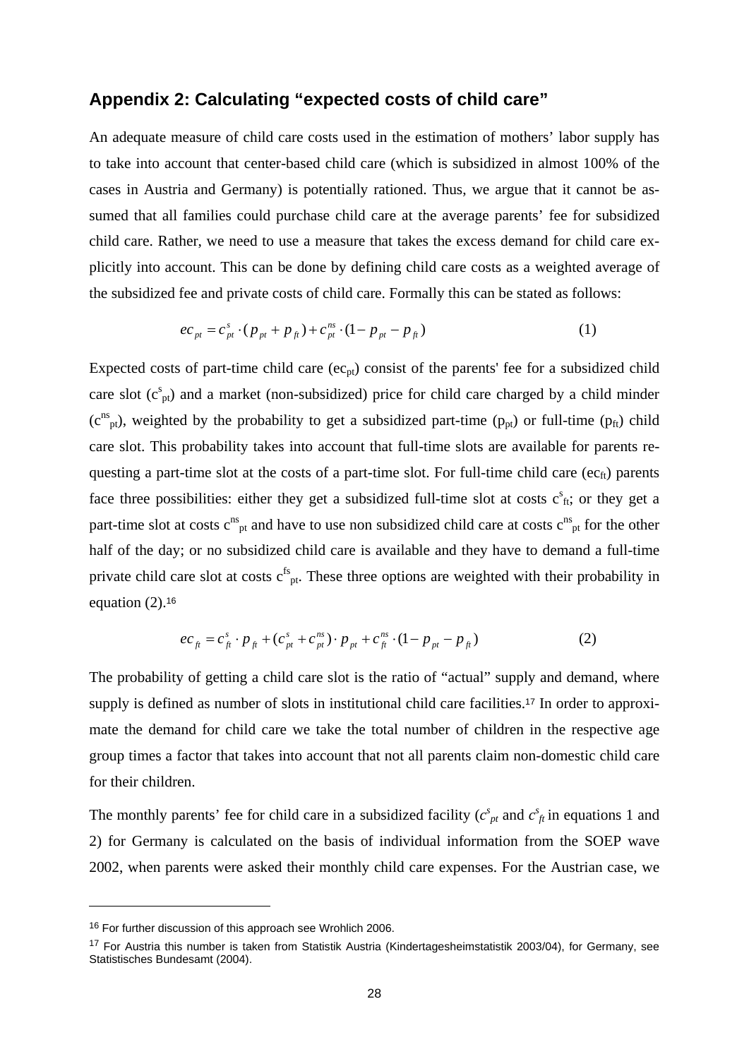## Appendix 2: Calculating "expected costs of child care"

An adequate measure of child care costs used in the estimation of mothers' labor supply has to take into account that center-based child care (which is subsidized in almost 100% of the cases in Austria and Germany) is potentially rationed. Thus, we argue that it cannot be assumed that all families could purchase child care at the average parents' fee for subsidized child care. Rather, we need to use a measure that takes the excess demand for child care explicitly into account. This can be done by defining child care costs as a weighted average of the subsidized fee and private costs of child care. Formally this can be stated as follows:

$$ec_{pt} = c^{s}_{pt} \cdot (p_{pt} + p_{ft}) + c^{ns}_{pt} \cdot (1 - p_{pt} - p_{ft}) \tag{1}$$

Expected costs of part-time child care ($ec_{pt}$) consist of the parents' fee for a subsidized child care slot ($c^{s}_{pt}$) and a market (non-subsidized) price for child care charged by a child minder ($c^{ns}_{pt}$), weighted by the probability to get a subsidized part-time ($p_{pt}$) or full-time ($p_{ft}$) child care slot. This probability takes into account that full-time slots are available for parents requesting a part-time slot at the costs of a part-time slot. For full-time child care ($ec_{ft}$) parents face three possibilities: either they get a subsidized full-time slot at costs $c^{s}_{ft}$; or they get a part-time slot at costs $c^{ns}_{pt}$ and have to use non subsidized child care at costs $c^{ns}_{pt}$ for the other half of the day; or no subsidized child care is available and they have to demand a full-time private child care slot at costs $c^{fs}_{pt}$. These three options are weighted with their probability in equation (2).[16]

$$ec_{ft} = c^{s}_{ft} \cdot p_{ft} + (c^{s}_{pt} + c^{ns}_{pt}) \cdot p_{pt} + c^{ns}_{ft} \cdot (1 - p_{pt} - p_{ft}) \tag{2}$$

The probability of getting a child care slot is the ratio of "actual" supply and demand, where supply is defined as number of slots in institutional child care facilities.[17] In order to approximate the demand for child care we take the total number of children in the respective age group times a factor that takes into account that not all parents claim non-domestic child care for their children.

The monthly parents' fee for child care in a subsidized facility ($c^{s}_{pt}$ and $c^{s}_{ft}$ in equations 1 and 2) for Germany is calculated on the basis of individual information from the SOEP wave 2002, when parents were asked their monthly child care expenses. For the Austrian case, we

---

[16] For further discussion of this approach see Wrohlich 2006.

[17] For Austria this number is taken from Statistik Austria (Kindertagesheimstatistik 2003/04), for Germany, see Statistisches Bundesamt (2004).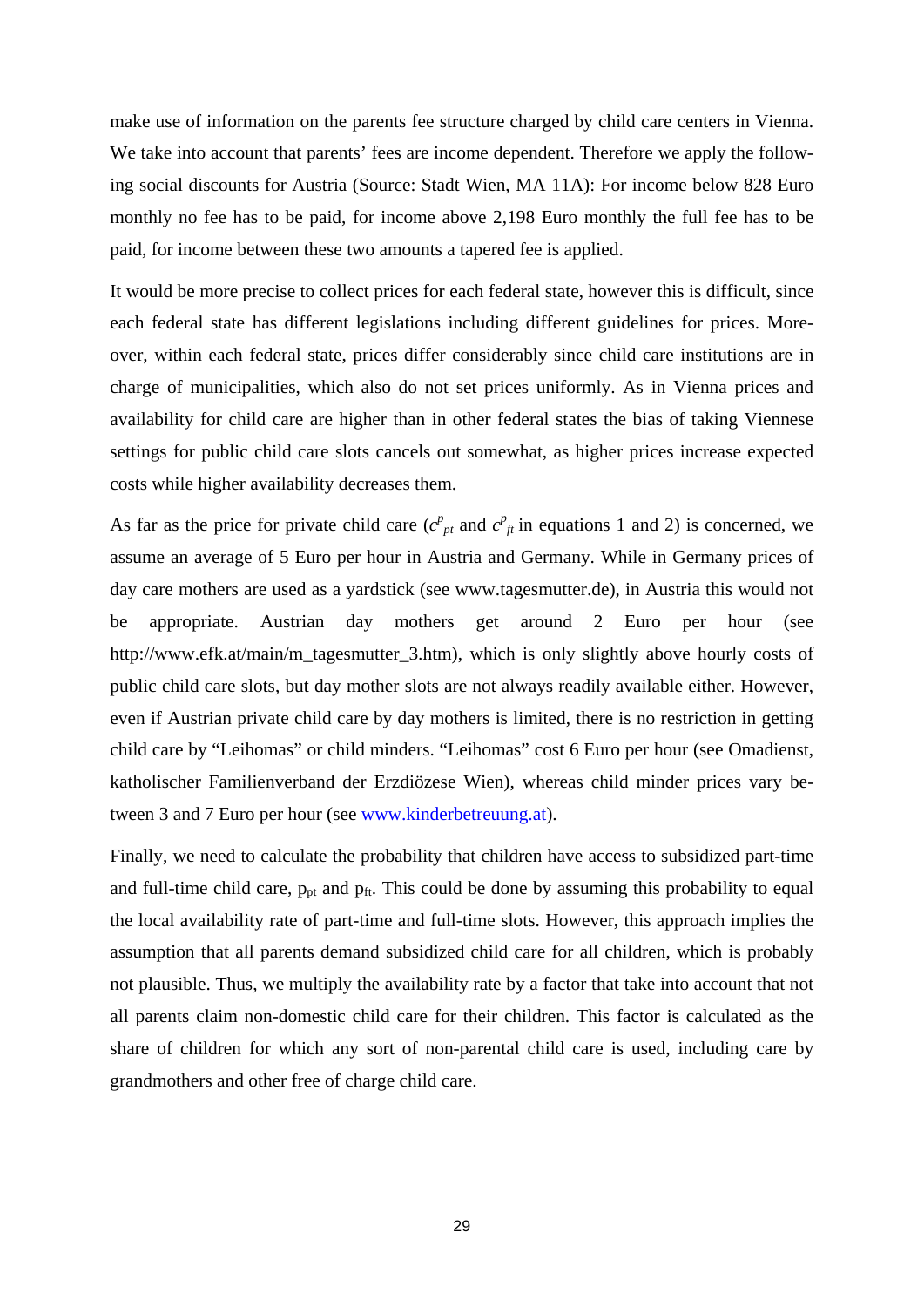make use of information on the parents fee structure charged by child care centers in Vienna. We take into account that parents' fees are income dependent. Therefore we apply the following social discounts for Austria (Source: Stadt Wien, MA 11A): For income below 828 Euro monthly no fee has to be paid, for income above 2,198 Euro monthly the full fee has to be paid, for income between these two amounts a tapered fee is applied.

It would be more precise to collect prices for each federal state, however this is difficult, since each federal state has different legislations including different guidelines for prices. Moreover, within each federal state, prices differ considerably since child care institutions are in charge of municipalities, which also do not set prices uniformly. As in Vienna prices and availability for child care are higher than in other federal states the bias of taking Viennese settings for public child care slots cancels out somewhat, as higher prices increase expected costs while higher availability decreases them.

As far as the price for private child care ($c^{p}_{pt}$ and $c^{p}_{ft}$ in equations 1 and 2) is concerned, we assume an average of 5 Euro per hour in Austria and Germany. While in Germany prices of day care mothers are used as a yardstick (see www.tagesmutter.de), in Austria this would not be appropriate. Austrian day mothers get around 2 Euro per hour (see http://www.efk.at/main/m_tagesmutter_3.htm), which is only slightly above hourly costs of public child care slots, but day mother slots are not always readily available either. However, even if Austrian private child care by day mothers is limited, there is no restriction in getting child care by "Leihomas" or child minders. "Leihomas" cost 6 Euro per hour (see Omadienst, katholischer Familienverband der Erzdiözese Wien), whereas child minder prices vary between 3 and 7 Euro per hour (see www.kinderbetreuung.at).

Finally, we need to calculate the probability that children have access to subsidized part-time and full-time child care, $p_{pt}$ and $p_{ft}$. This could be done by assuming this probability to equal the local availability rate of part-time and full-time slots. However, this approach implies the assumption that all parents demand subsidized child care for all children, which is probably not plausible. Thus, we multiply the availability rate by a factor that take into account that not all parents claim non-domestic child care for their children. This factor is calculated as the share of children for which any sort of non-parental child care is used, including care by grandmothers and other free of charge child care.